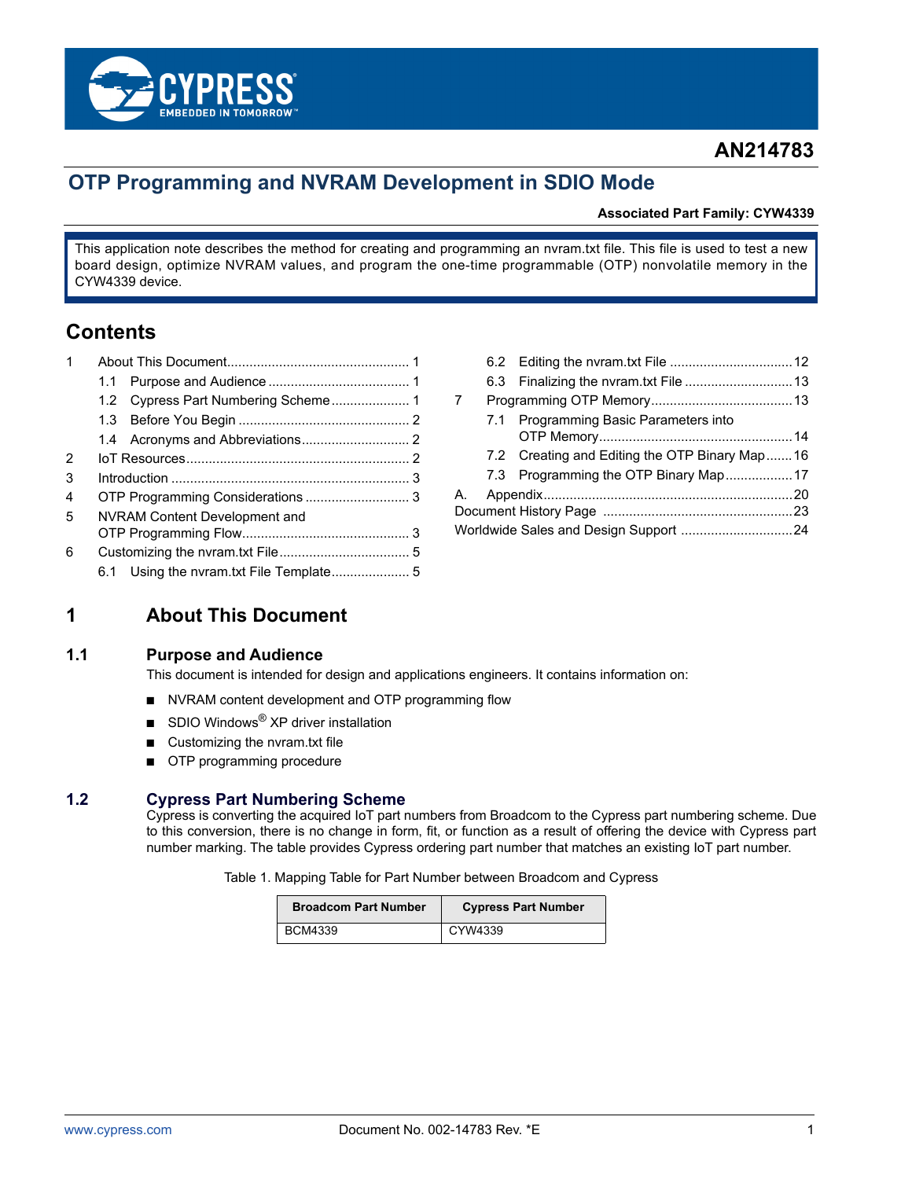**AN214783**

# OTP Programming and NVRAM Development in SDIO Mode

**Associated Part Family: CYW4339**

This application note describes the method for creating and programming an nvram.txt file. This file is used to test a new board design, optimize NVRAM values, and program the one-time programmable (OTP) nonvolatile memory in the CYW4339 device.

## Contents

- 1 About This Document .......... 1
  - 1.1 Purpose and Audience .......... 1
  - 1.2 Cypress Part Numbering Scheme .......... 1
  - 1.3 Before You Begin .......... 2
  - 1.4 Acronyms and Abbreviations .......... 2
- 2 IoT Resources .......... 2
- 3 Introduction .......... 3
- 4 OTP Programming Considerations .......... 3
- 5 NVRAM Content Development and OTP Programming Flow .......... 3
- 6 Customizing the nvram.txt File .......... 5
  - 6.1 Using the nvram.txt File Template .......... 5
  - 6.2 Editing the nvram.txt File .......... 12
  - 6.3 Finalizing the nvram.txt File .......... 13
- 7 Programming OTP Memory .......... 13
  - 7.1 Programming Basic Parameters into OTP Memory .......... 14
  - 7.2 Creating and Editing the OTP Binary Map .......... 16
  - 7.3 Programming the OTP Binary Map .......... 17
- A. Appendix .......... 20
- Document History Page .......... 23
- Worldwide Sales and Design Support .......... 24

## 1 About This Document

### 1.1 Purpose and Audience

This document is intended for design and applications engineers. It contains information on:

- NVRAM content development and OTP programming flow
- SDIO Windows® XP driver installation
- Customizing the nvram.txt file
- OTP programming procedure

### 1.2 Cypress Part Numbering Scheme

Cypress is converting the acquired IoT part numbers from Broadcom to the Cypress part numbering scheme. Due to this conversion, there is no change in form, fit, or function as a result of offering the device with Cypress part number marking. The table provides Cypress ordering part number that matches an existing IoT part number.

Table 1. Mapping Table for Part Number between Broadcom and Cypress

| Broadcom Part Number | Cypress Part Number |
| --- | --- |
| BCM4339 | CYW4339 |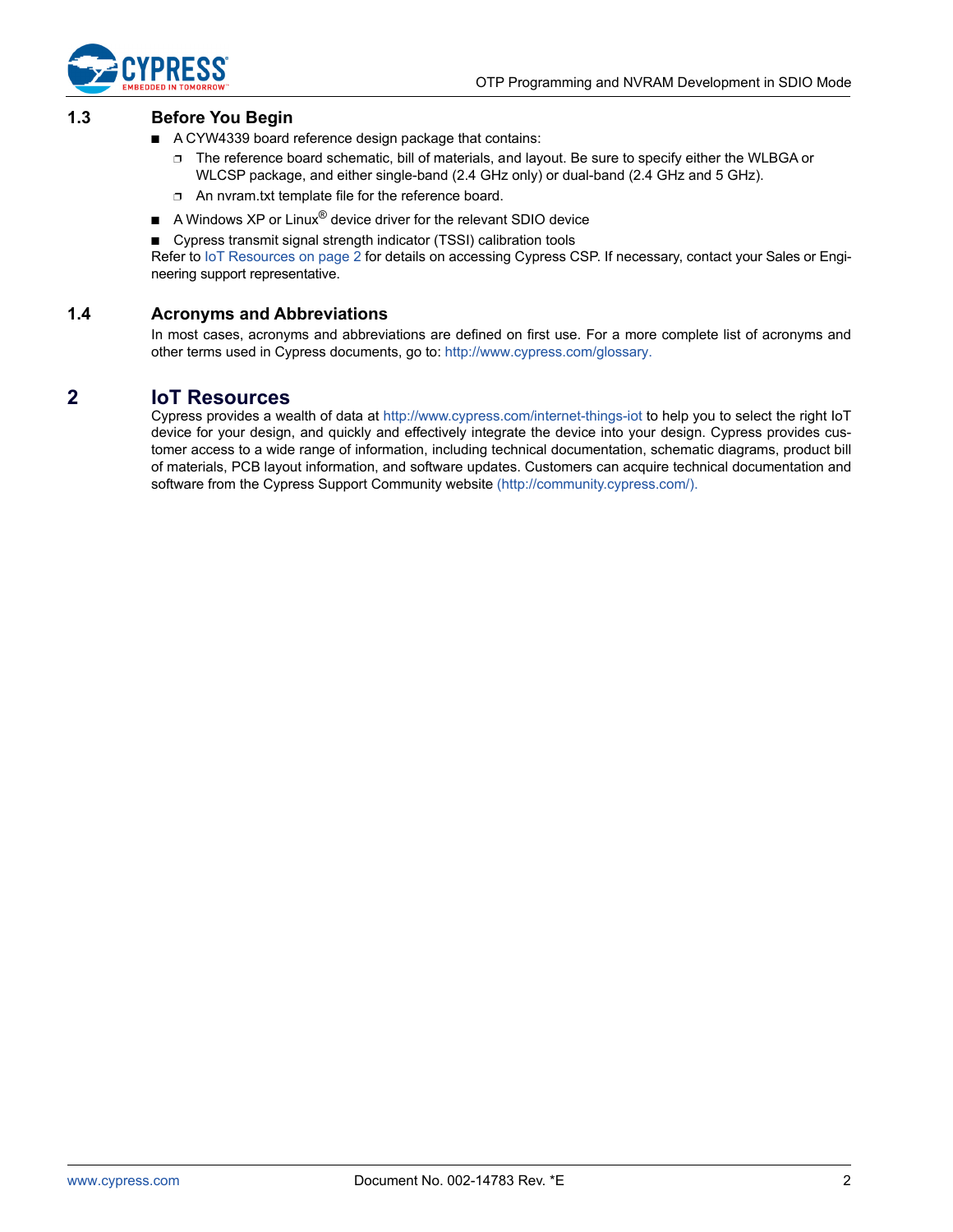### 1.3 Before You Begin

- A CYW4339 board reference design package that contains:
  - The reference board schematic, bill of materials, and layout. Be sure to specify either the WLBGA or WLCSP package, and either single-band (2.4 GHz only) or dual-band (2.4 GHz and 5 GHz).
  - An nvram.txt template file for the reference board.
- A Windows XP or Linux® device driver for the relevant SDIO device
- Cypress transmit signal strength indicator (TSSI) calibration tools

Refer to IoT Resources on page 2 for details on accessing Cypress CSP. If necessary, contact your Sales or Engineering support representative.

### 1.4 Acronyms and Abbreviations

In most cases, acronyms and abbreviations are defined on first use. For a more complete list of acronyms and other terms used in Cypress documents, go to: http://www.cypress.com/glossary.

## 2 IoT Resources

Cypress provides a wealth of data at http://www.cypress.com/internet-things-iot to help you to select the right IoT device for your design, and quickly and effectively integrate the device into your design. Cypress provides customer access to a wide range of information, including technical documentation, schematic diagrams, product bill of materials, PCB layout information, and software updates. Customers can acquire technical documentation and software from the Cypress Support Community website (http://community.cypress.com/).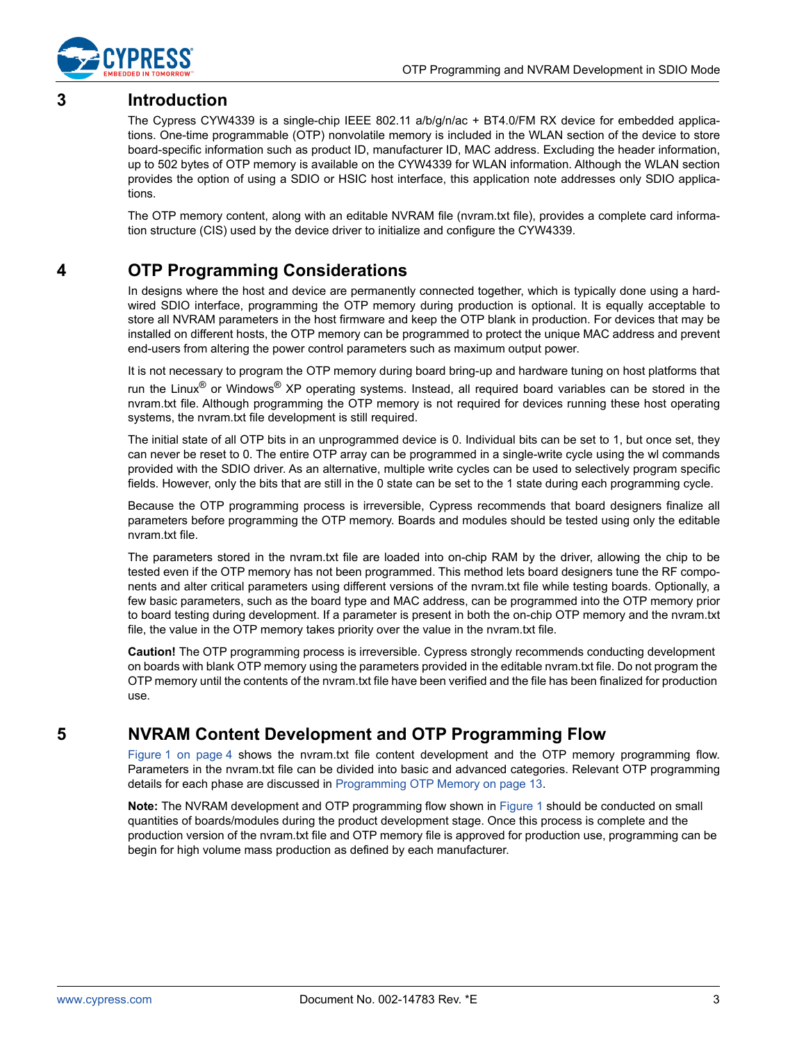# 3 Introduction

The Cypress CYW4339 is a single-chip IEEE 802.11 a/b/g/n/ac + BT4.0/FM RX device for embedded applications. One-time programmable (OTP) nonvolatile memory is included in the WLAN section of the device to store board-specific information such as product ID, manufacturer ID, MAC address. Excluding the header information, up to 502 bytes of OTP memory is available on the CYW4339 for WLAN information. Although the WLAN section provides the option of using a SDIO or HSIC host interface, this application note addresses only SDIO applications.

The OTP memory content, along with an editable NVRAM file (nvram.txt file), provides a complete card information structure (CIS) used by the device driver to initialize and configure the CYW4339.

# 4 OTP Programming Considerations

In designs where the host and device are permanently connected together, which is typically done using a hardwired SDIO interface, programming the OTP memory during production is optional. It is equally acceptable to store all NVRAM parameters in the host firmware and keep the OTP blank in production. For devices that may be installed on different hosts, the OTP memory can be programmed to protect the unique MAC address and prevent end-users from altering the power control parameters such as maximum output power.

It is not necessary to program the OTP memory during board bring-up and hardware tuning on host platforms that run the Linux® or Windows® XP operating systems. Instead, all required board variables can be stored in the nvram.txt file. Although programming the OTP memory is not required for devices running these host operating systems, the nvram.txt file development is still required.

The initial state of all OTP bits in an unprogrammed device is 0. Individual bits can be set to 1, but once set, they can never be reset to 0. The entire OTP array can be programmed in a single-write cycle using the wl commands provided with the SDIO driver. As an alternative, multiple write cycles can be used to selectively program specific fields. However, only the bits that are still in the 0 state can be set to the 1 state during each programming cycle.

Because the OTP programming process is irreversible, Cypress recommends that board designers finalize all parameters before programming the OTP memory. Boards and modules should be tested using only the editable nvram.txt file.

The parameters stored in the nvram.txt file are loaded into on-chip RAM by the driver, allowing the chip to be tested even if the OTP memory has not been programmed. This method lets board designers tune the RF components and alter critical parameters using different versions of the nvram.txt file while testing boards. Optionally, a few basic parameters, such as the board type and MAC address, can be programmed into the OTP memory prior to board testing during development. If a parameter is present in both the on-chip OTP memory and the nvram.txt file, the value in the OTP memory takes priority over the value in the nvram.txt file.

**Caution!** The OTP programming process is irreversible. Cypress strongly recommends conducting development on boards with blank OTP memory using the parameters provided in the editable nvram.txt file. Do not program the OTP memory until the contents of the nvram.txt file have been verified and the file has been finalized for production use.

# 5 NVRAM Content Development and OTP Programming Flow

Figure 1 on page 4 shows the nvram.txt file content development and the OTP memory programming flow. Parameters in the nvram.txt file can be divided into basic and advanced categories. Relevant OTP programming details for each phase are discussed in Programming OTP Memory on page 13.

**Note:** The NVRAM development and OTP programming flow shown in Figure 1 should be conducted on small quantities of boards/modules during the product development stage. Once this process is complete and the production version of the nvram.txt file and OTP memory file is approved for production use, programming can be begin for high volume mass production as defined by each manufacturer.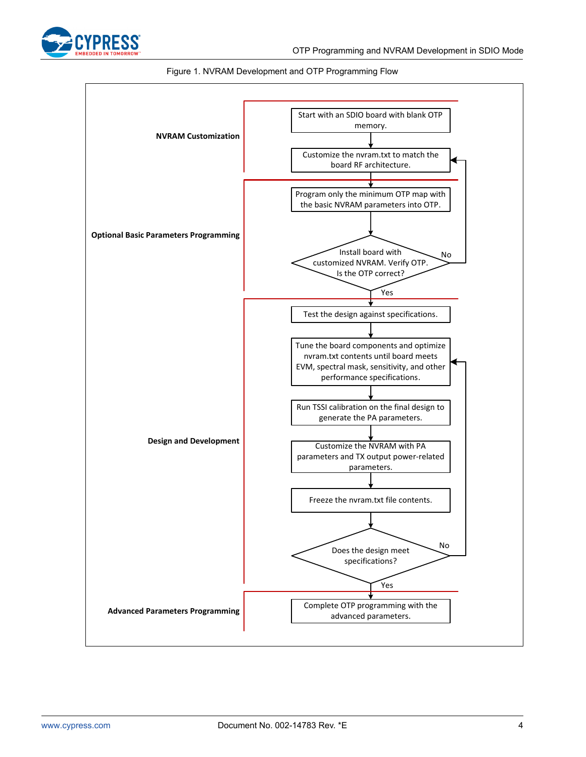Figure 1. NVRAM Development and OTP Programming Flow

**NVRAM Customization**

- Start with an SDIO board with blank OTP memory.
- Customize the nvram.txt to match the board RF architecture.

**Optional Basic Parameters Programming**

- Program only the minimum OTP map with the basic NVRAM parameters into OTP.
- Install board with customized NVRAM. Verify OTP. Is the OTP correct?
  - No → return to "Customize the nvram.txt to match the board RF architecture."
  - Yes → continue.

**Design and Development**

- Test the design against specifications.
- Tune the board components and optimize nvram.txt contents until board meets EVM, spectral mask, sensitivity, and other performance specifications.
- Run TSSI calibration on the final design to generate the PA parameters.
- Customize the NVRAM with PA parameters and TX output power-related parameters.
- Freeze the nvram.txt file contents.
- Does the design meet specifications?
  - No → return to "Tune the board components and optimize nvram.txt contents…"
  - Yes → continue.

**Advanced Parameters Programming**

- Complete OTP programming with the advanced parameters.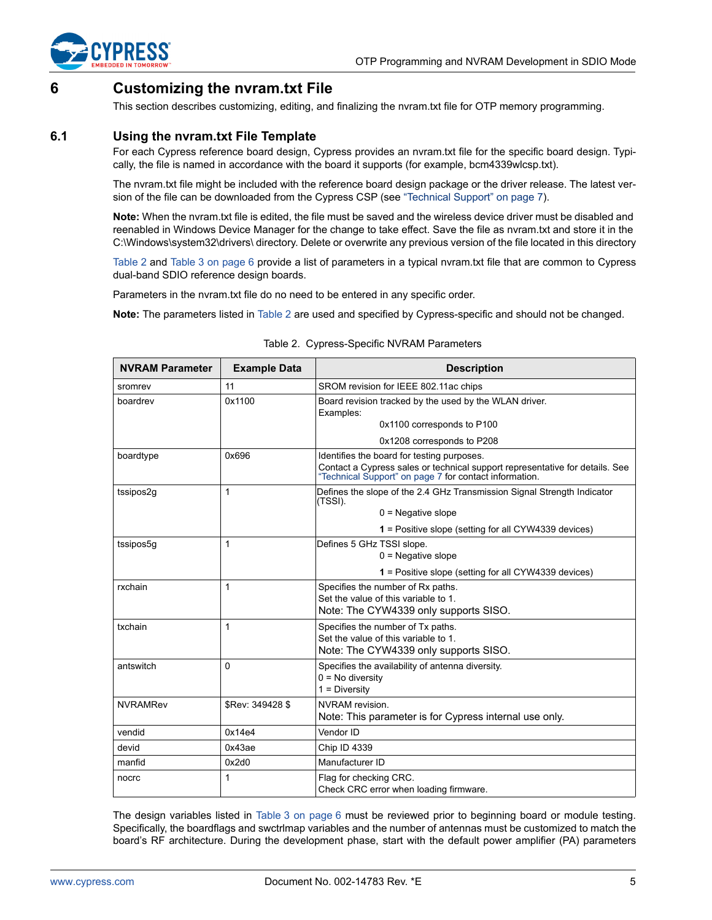# 6 Customizing the nvram.txt File

This section describes customizing, editing, and finalizing the nvram.txt file for OTP memory programming.

## 6.1 Using the nvram.txt File Template

For each Cypress reference board design, Cypress provides an nvram.txt file for the specific board design. Typically, the file is named in accordance with the board it supports (for example, bcm4339wlcsp.txt).

The nvram.txt file might be included with the reference board design package or the driver release. The latest version of the file can be downloaded from the Cypress CSP (see "Technical Support" on page 7).

**Note:** When the nvram.txt file is edited, the file must be saved and the wireless device driver must be disabled and reenabled in Windows Device Manager for the change to take effect. Save the file as nvram.txt and store it in the C:\Windows\system32\drivers\ directory. Delete or overwrite any previous version of the file located in this directory

Table 2 and Table 3 on page 6 provide a list of parameters in a typical nvram.txt file that are common to Cypress dual-band SDIO reference design boards.

Parameters in the nvram.txt file do no need to be entered in any specific order.

**Note:** The parameters listed in Table 2 are used and specified by Cypress-specific and should not be changed.

Table 2. Cypress-Specific NVRAM Parameters

| NVRAM Parameter | Example Data | Description |
|---|---|---|
| sromrev | 11 | SROM revision for IEEE 802.11ac chips |
| boardrev | 0x1100 | Board revision tracked by the used by the WLAN driver.<br>Examples:<br>0x1100 corresponds to P100<br>0x1208 corresponds to P208 |
| boardtype | 0x696 | Identifies the board for testing purposes.<br>Contact a Cypress sales or technical support representative for details. See "Technical Support" on page 7 for contact information. |
| tssipos2g | 1 | Defines the slope of the 2.4 GHz Transmission Signal Strength Indicator (TSSI).<br>0 = Negative slope<br>**1** = Positive slope (setting for all CYW4339 devices) |
| tssipos5g | 1 | Defines 5 GHz TSSI slope.<br>0 = Negative slope<br>**1** = Positive slope (setting for all CYW4339 devices) |
| rxchain | 1 | Specifies the number of Rx paths.<br>Set the value of this variable to 1.<br>Note: The CYW4339 only supports SISO. |
| txchain | 1 | Specifies the number of Tx paths.<br>Set the value of this variable to 1.<br>Note: The CYW4339 only supports SISO. |
| antswitch | 0 | Specifies the availability of antenna diversity.<br>0 = No diversity<br>1 = Diversity |
| NVRAMRev | $Rev: 349428 $ | NVRAM revision.<br>Note: This parameter is for Cypress internal use only. |
| vendid | 0x14e4 | Vendor ID |
| devid | 0x43ae | Chip ID 4339 |
| manfid | 0x2d0 | Manufacturer ID |
| nocrc | 1 | Flag for checking CRC.<br>Check CRC error when loading firmware. |

The design variables listed in Table 3 on page 6 must be reviewed prior to beginning board or module testing. Specifically, the boardflags and swctrlmap variables and the number of antennas must be customized to match the board's RF architecture. During the development phase, start with the default power amplifier (PA) parameters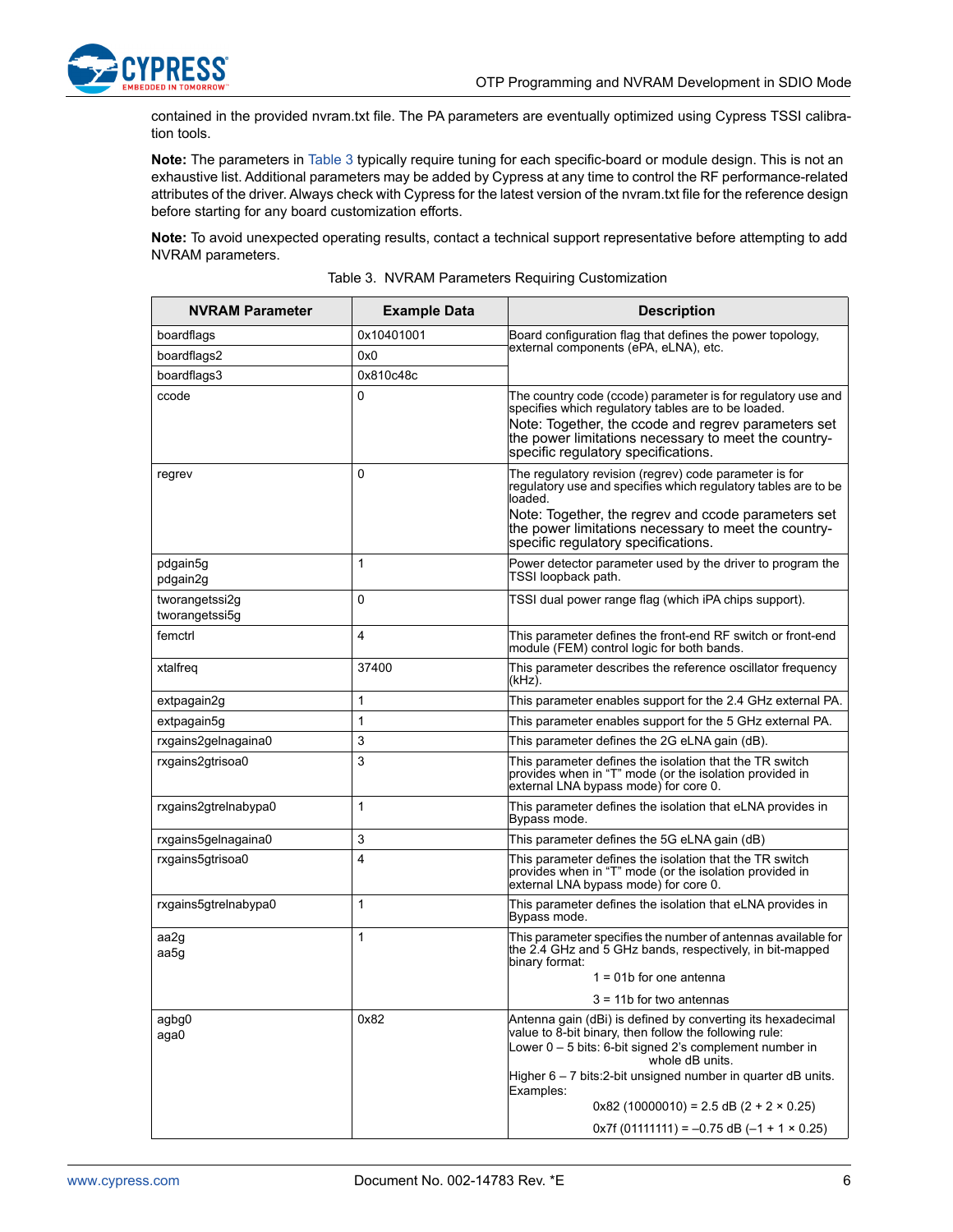contained in the provided nvram.txt file. The PA parameters are eventually optimized using Cypress TSSI calibration tools.

**Note:** The parameters in Table 3 typically require tuning for each specific-board or module design. This is not an exhaustive list. Additional parameters may be added by Cypress at any time to control the RF performance-related attributes of the driver. Always check with Cypress for the latest version of the nvram.txt file for the reference design before starting for any board customization efforts.

**Note:** To avoid unexpected operating results, contact a technical support representative before attempting to add NVRAM parameters.

Table 3. NVRAM Parameters Requiring Customization

| NVRAM Parameter | Example Data | Description |
|---|---|---|
| boardflags | 0x10401001 | Board configuration flag that defines the power topology, external components (ePA, eLNA), etc. |
| boardflags2 | 0x0 | |
| boardflags3 | 0x810c48c | |
| ccode | 0 | The country code (ccode) parameter is for regulatory use and specifies which regulatory tables are to be loaded.<br>Note: Together, the ccode and regrev parameters set the power limitations necessary to meet the country-specific regulatory specifications. |
| regrev | 0 | The regulatory revision (regrev) code parameter is for regulatory use and specifies which regulatory tables are to be loaded.<br>Note: Together, the regrev and ccode parameters set the power limitations necessary to meet the country-specific regulatory specifications. |
| pdgain5g<br>pdgain2g | 1 | Power detector parameter used by the driver to program the TSSI loopback path. |
| tworangetssi2g<br>tworangetssi5g | 0 | TSSI dual power range flag (which iPA chips support). |
| femctrl | 4 | This parameter defines the front-end RF switch or front-end module (FEM) control logic for both bands. |
| xtalfreq | 37400 | This parameter describes the reference oscillator frequency (kHz). |
| extpagain2g | 1 | This parameter enables support for the 2.4 GHz external PA. |
| extpagain5g | 1 | This parameter enables support for the 5 GHz external PA. |
| rxgains2gelnagaina0 | 3 | This parameter defines the 2G eLNA gain (dB). |
| rxgains2gtrisoa0 | 3 | This parameter defines the isolation that the TR switch provides when in "T" mode (or the isolation provided in external LNA bypass mode) for core 0. |
| rxgains2gtrelnabypa0 | 1 | This parameter defines the isolation that eLNA provides in Bypass mode. |
| rxgains5gelnagaina0 | 3 | This parameter defines the 5G eLNA gain (dB) |
| rxgains5gtrisoa0 | 4 | This parameter defines the isolation that the TR switch provides when in "T" mode (or the isolation provided in external LNA bypass mode) for core 0. |
| rxgains5gtrelnabypa0 | 1 | This parameter defines the isolation that eLNA provides in Bypass mode. |
| aa2g<br>aa5g | 1 | This parameter specifies the number of antennas available for the 2.4 GHz and 5 GHz bands, respectively, in bit-mapped binary format:<br>1 = 01b for one antenna<br>3 = 11b for two antennas |
| agbg0<br>aga0 | 0x82 | Antenna gain (dBi) is defined by converting its hexadecimal value to 8-bit binary, then follow the following rule:<br>Lower 0 – 5 bits: 6-bit signed 2's complement number in whole dB units.<br>Higher 6 – 7 bits:2-bit unsigned number in quarter dB units.<br>Examples:<br>0x82 (10000010) = 2.5 dB (2 + 2 × 0.25)<br>0x7f (01111111) = –0.75 dB (–1 + 1 × 0.25) |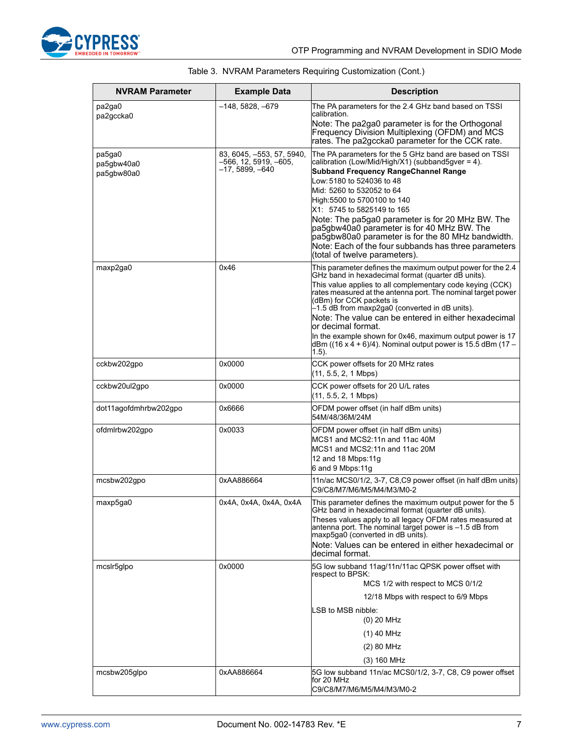Table 3. NVRAM Parameters Requiring Customization (Cont.)

| NVRAM Parameter | Example Data | Description |
|---|---|---|
| pa2ga0<br>pa2gccka0 | –148, 5828, –679 | The PA parameters for the 2.4 GHz band based on TSSI calibration.<br>Note: The pa2ga0 parameter is for the Orthogonal Frequency Division Multiplexing (OFDM) and MCS rates. The pa2gccka0 parameter for the CCK rate. |
| pa5ga0<br>pa5gbw40a0<br>pa5gbw80a0 | 83, 6045, –553, 57, 5940, –566, 12, 5919, –605, –17, 5899, –640 | The PA parameters for the 5 GHz band are based on TSSI calibration (Low/Mid/High/X1) (subband5gver = 4).<br>**Subband Frequency RangeChannel Range**<br>Low: 5180 to 524036 to 48<br>Mid: 5260 to 532052 to 64<br>High:5500 to 5700100 to 140<br>X1: 5745 to 5825149 to 165<br>Note: The pa5ga0 parameter is for 20 MHz BW. The pa5gbw40a0 parameter is for 40 MHz BW. The pa5gbw80a0 parameter is for the 80 MHz bandwidth.<br>Note: Each of the four subbands has three parameters (total of twelve parameters). |
| maxp2ga0 | 0x46 | This parameter defines the maximum output power for the 2.4 GHz band in hexadecimal format (quarter dB units).<br>This value applies to all complementary code keying (CCK) rates measured at the antenna port. The nominal target power (dBm) for CCK packets is –1.5 dB from maxp2ga0 (converted in dB units).<br>Note: The value can be entered in either hexadecimal or decimal format.<br>In the example shown for 0x46, maximum output power is 17 dBm ((16 x 4 + 6)/4). Nominal output power is 15.5 dBm (17 – 1.5). |
| cckbw202gpo | 0x0000 | CCK power offsets for 20 MHz rates<br>(11, 5.5, 2, 1 Mbps) |
| cckbw20ul2gpo | 0x0000 | CCK power offsets for 20 U/L rates<br>(11, 5.5, 2, 1 Mbps) |
| dot11agofdmhrbw202gpo | 0x6666 | OFDM power offset (in half dBm units)<br>54M/48/36M/24M |
| ofdmlrbw202gpo | 0x0033 | OFDM power offset (in half dBm units)<br>MCS1 and MCS2:11n and 11ac 40M<br>MCS1 and MCS2:11n and 11ac 20M<br>12 and 18 Mbps:11g<br>6 and 9 Mbps:11g |
| mcsbw202gpo | 0xAA886664 | 11n/ac MCS0/1/2, 3-7, C8,C9 power offset (in half dBm units)<br>C9/C8/M7/M6/M5/M4/M3/M0-2 |
| maxp5ga0 | 0x4A, 0x4A, 0x4A, 0x4A | This parameter defines the maximum output power for the 5 GHz band in hexadecimal format (quarter dB units).<br>Theses values apply to all legacy OFDM rates measured at antenna port. The nominal target power is –1.5 dB from maxp5ga0 (converted in dB units).<br>Note: Values can be entered in either hexadecimal or decimal format. |
| mcslr5glpo | 0x0000 | 5G low subband 11ag/11n/11ac QPSK power offset with respect to BPSK:<br>MCS 1/2 with respect to MCS 0/1/2<br>12/18 Mbps with respect to 6/9 Mbps<br>LSB to MSB nibble:<br>(0) 20 MHz<br>(1) 40 MHz<br>(2) 80 MHz<br>(3) 160 MHz |
| mcsbw205glpo | 0xAA886664 | 5G low subband 11n/ac MCS0/1/2, 3-7, C8, C9 power offset for 20 MHz<br>C9/C8/M7/M6/M5/M4/M3/M0-2 |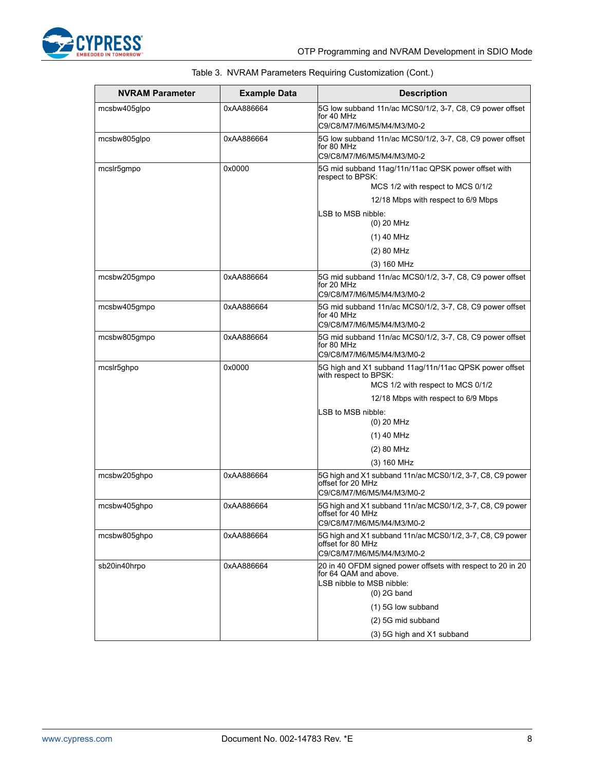Table 3. NVRAM Parameters Requiring Customization (Cont.)

| NVRAM Parameter | Example Data | Description |
|---|---|---|
| mcsbw405glpo | 0xAA886664 | 5G low subband 11n/ac MCS0/1/2, 3-7, C8, C9 power offset for 40 MHz<br>C9/C8/M7/M6/M5/M4/M3/M0-2 |
| mcsbw805glpo | 0xAA886664 | 5G low subband 11n/ac MCS0/1/2, 3-7, C8, C9 power offset for 80 MHz<br>C9/C8/M7/M6/M5/M4/M3/M0-2 |
| mcslr5gmpo | 0x0000 | 5G mid subband 11ag/11n/11ac QPSK power offset with respect to BPSK:<br>MCS 1/2 with respect to MCS 0/1/2<br>12/18 Mbps with respect to 6/9 Mbps<br>LSB to MSB nibble:<br>(0) 20 MHz<br>(1) 40 MHz<br>(2) 80 MHz<br>(3) 160 MHz |
| mcsbw205gmpo | 0xAA886664 | 5G mid subband 11n/ac MCS0/1/2, 3-7, C8, C9 power offset for 20 MHz<br>C9/C8/M7/M6/M5/M4/M3/M0-2 |
| mcsbw405gmpo | 0xAA886664 | 5G mid subband 11n/ac MCS0/1/2, 3-7, C8, C9 power offset for 40 MHz<br>C9/C8/M7/M6/M5/M4/M3/M0-2 |
| mcsbw805gmpo | 0xAA886664 | 5G mid subband 11n/ac MCS0/1/2, 3-7, C8, C9 power offset for 80 MHz<br>C9/C8/M7/M6/M5/M4/M3/M0-2 |
| mcslr5ghpo | 0x0000 | 5G high and X1 subband 11ag/11n/11ac QPSK power offset with respect to BPSK:<br>MCS 1/2 with respect to MCS 0/1/2<br>12/18 Mbps with respect to 6/9 Mbps<br>LSB to MSB nibble:<br>(0) 20 MHz<br>(1) 40 MHz<br>(2) 80 MHz<br>(3) 160 MHz |
| mcsbw205ghpo | 0xAA886664 | 5G high and X1 subband 11n/ac MCS0/1/2, 3-7, C8, C9 power offset for 20 MHz<br>C9/C8/M7/M6/M5/M4/M3/M0-2 |
| mcsbw405ghpo | 0xAA886664 | 5G high and X1 subband 11n/ac MCS0/1/2, 3-7, C8, C9 power offset for 40 MHz<br>C9/C8/M7/M6/M5/M4/M3/M0-2 |
| mcsbw805ghpo | 0xAA886664 | 5G high and X1 subband 11n/ac MCS0/1/2, 3-7, C8, C9 power offset for 80 MHz<br>C9/C8/M7/M6/M5/M4/M3/M0-2 |
| sb20in40hrpo | 0xAA886664 | 20 in 40 OFDM signed power offsets with respect to 20 in 20 for 64 QAM and above.<br>LSB nibble to MSB nibble:<br>(0) 2G band<br>(1) 5G low subband<br>(2) 5G mid subband<br>(3) 5G high and X1 subband |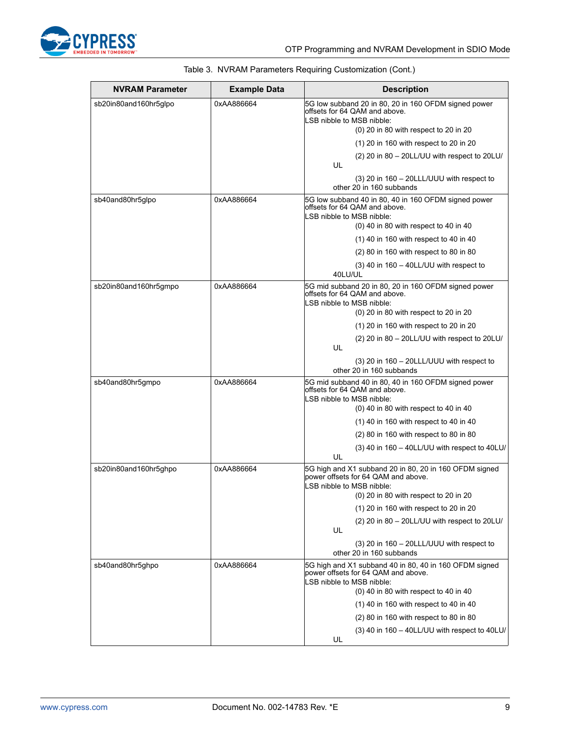Table 3. NVRAM Parameters Requiring Customization (Cont.)

| NVRAM Parameter | Example Data | Description |
|---|---|---|
| sb20in80and160hr5glpo | 0xAA886664 | 5G low subband 20 in 80, 20 in 160 OFDM signed power offsets for 64 QAM and above.<br>LSB nibble to MSB nibble:<br>(0) 20 in 80 with respect to 20 in 20<br>(1) 20 in 160 with respect to 20 in 20<br>(2) 20 in 80 – 20LL/UU with respect to 20LU/UL<br>(3) 20 in 160 – 20LLL/UUU with respect to other 20 in 160 subbands |
| sb40and80hr5glpo | 0xAA886664 | 5G low subband 40 in 80, 40 in 160 OFDM signed power offsets for 64 QAM and above.<br>LSB nibble to MSB nibble:<br>(0) 40 in 80 with respect to 40 in 40<br>(1) 40 in 160 with respect to 40 in 40<br>(2) 80 in 160 with respect to 80 in 80<br>(3) 40 in 160 – 40LL/UU with respect to 40LU/UL |
| sb20in80and160hr5gmpo | 0xAA886664 | 5G mid subband 20 in 80, 20 in 160 OFDM signed power offsets for 64 QAM and above.<br>LSB nibble to MSB nibble:<br>(0) 20 in 80 with respect to 20 in 20<br>(1) 20 in 160 with respect to 20 in 20<br>(2) 20 in 80 – 20LL/UU with respect to 20LU/UL<br>(3) 20 in 160 – 20LLL/UUU with respect to other 20 in 160 subbands |
| sb40and80hr5gmpo | 0xAA886664 | 5G mid subband 40 in 80, 40 in 160 OFDM signed power offsets for 64 QAM and above.<br>LSB nibble to MSB nibble:<br>(0) 40 in 80 with respect to 40 in 40<br>(1) 40 in 160 with respect to 40 in 40<br>(2) 80 in 160 with respect to 80 in 80<br>(3) 40 in 160 – 40LL/UU with respect to 40LU/UL |
| sb20in80and160hr5ghpo | 0xAA886664 | 5G high and X1 subband 20 in 80, 20 in 160 OFDM signed power offsets for 64 QAM and above.<br>LSB nibble to MSB nibble:<br>(0) 20 in 80 with respect to 20 in 20<br>(1) 20 in 160 with respect to 20 in 20<br>(2) 20 in 80 – 20LL/UU with respect to 20LU/UL<br>(3) 20 in 160 – 20LLL/UUU with respect to other 20 in 160 subbands |
| sb40and80hr5ghpo | 0xAA886664 | 5G high and X1 subband 40 in 80, 40 in 160 OFDM signed power offsets for 64 QAM and above.<br>LSB nibble to MSB nibble:<br>(0) 40 in 80 with respect to 40 in 40<br>(1) 40 in 160 with respect to 40 in 40<br>(2) 80 in 160 with respect to 80 in 80<br>(3) 40 in 160 – 40LL/UU with respect to 40LU/UL |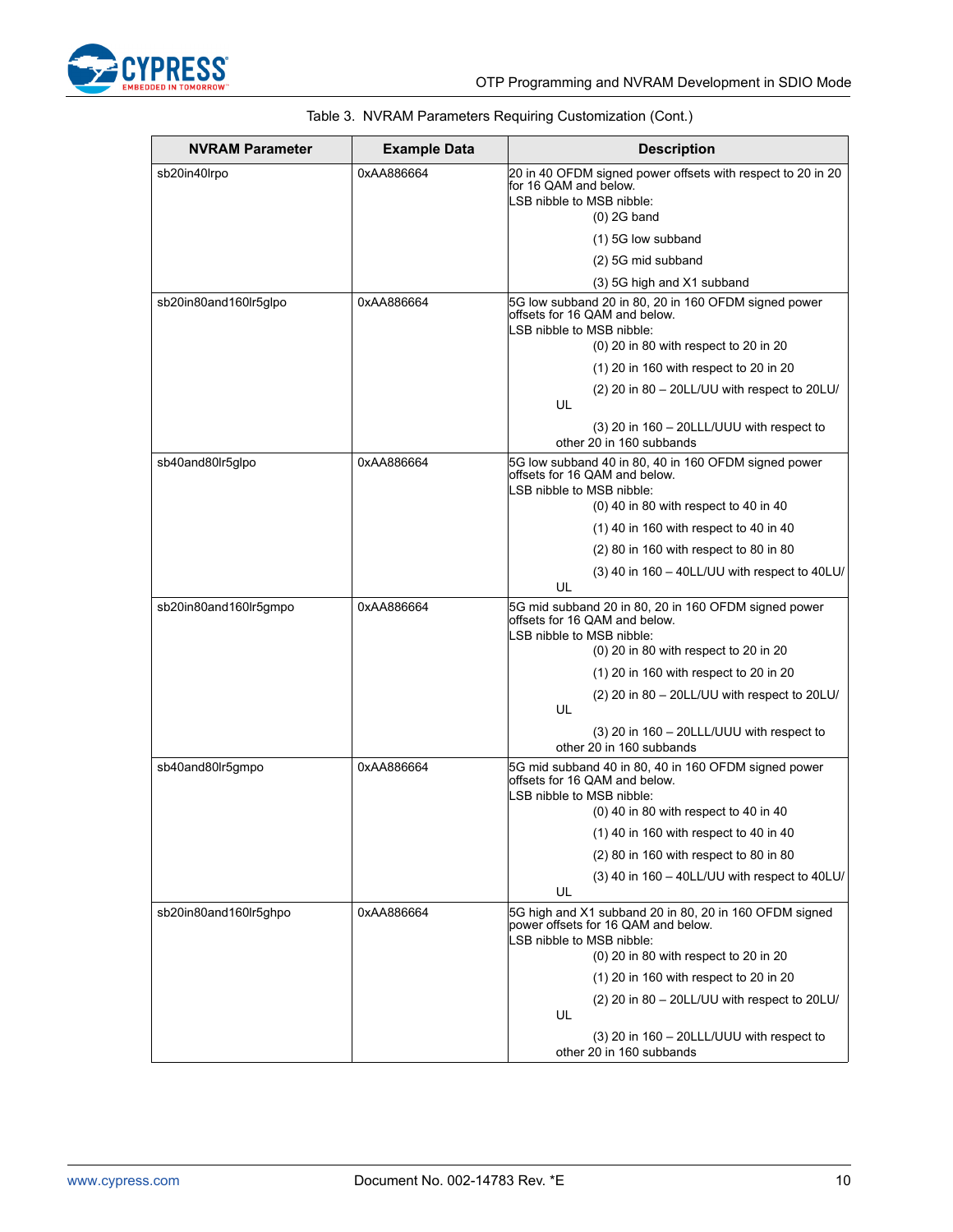Table 3. NVRAM Parameters Requiring Customization (Cont.)

| NVRAM Parameter | Example Data | Description |
|---|---|---|
| sb20in40lrpo | 0xAA886664 | 20 in 40 OFDM signed power offsets with respect to 20 in 20 for 16 QAM and below.<br>LSB nibble to MSB nibble:<br>(0) 2G band<br>(1) 5G low subband<br>(2) 5G mid subband<br>(3) 5G high and X1 subband |
| sb20in80and160lr5glpo | 0xAA886664 | 5G low subband 20 in 80, 20 in 160 OFDM signed power offsets for 16 QAM and below.<br>LSB nibble to MSB nibble:<br>(0) 20 in 80 with respect to 20 in 20<br>(1) 20 in 160 with respect to 20 in 20<br>(2) 20 in 80 – 20LL/UU with respect to 20LU/UL<br>(3) 20 in 160 – 20LLL/UUU with respect to other 20 in 160 subbands |
| sb40and80lr5glpo | 0xAA886664 | 5G low subband 40 in 80, 40 in 160 OFDM signed power offsets for 16 QAM and below.<br>LSB nibble to MSB nibble:<br>(0) 40 in 80 with respect to 40 in 40<br>(1) 40 in 160 with respect to 40 in 40<br>(2) 80 in 160 with respect to 80 in 80<br>(3) 40 in 160 – 40LL/UU with respect to 40LU/UL |
| sb20in80and160lr5gmpo | 0xAA886664 | 5G mid subband 20 in 80, 20 in 160 OFDM signed power offsets for 16 QAM and below.<br>LSB nibble to MSB nibble:<br>(0) 20 in 80 with respect to 20 in 20<br>(1) 20 in 160 with respect to 20 in 20<br>(2) 20 in 80 – 20LL/UU with respect to 20LU/UL<br>(3) 20 in 160 – 20LLL/UUU with respect to other 20 in 160 subbands |
| sb40and80lr5gmpo | 0xAA886664 | 5G mid subband 40 in 80, 40 in 160 OFDM signed power offsets for 16 QAM and below.<br>LSB nibble to MSB nibble:<br>(0) 40 in 80 with respect to 40 in 40<br>(1) 40 in 160 with respect to 40 in 40<br>(2) 80 in 160 with respect to 80 in 80<br>(3) 40 in 160 – 40LL/UU with respect to 40LU/UL |
| sb20in80and160lr5ghpo | 0xAA886664 | 5G high and X1 subband 20 in 80, 20 in 160 OFDM signed power offsets for 16 QAM and below.<br>LSB nibble to MSB nibble:<br>(0) 20 in 80 with respect to 20 in 20<br>(1) 20 in 160 with respect to 20 in 20<br>(2) 20 in 80 – 20LL/UU with respect to 20LU/UL<br>(3) 20 in 160 – 20LLL/UUU with respect to other 20 in 160 subbands |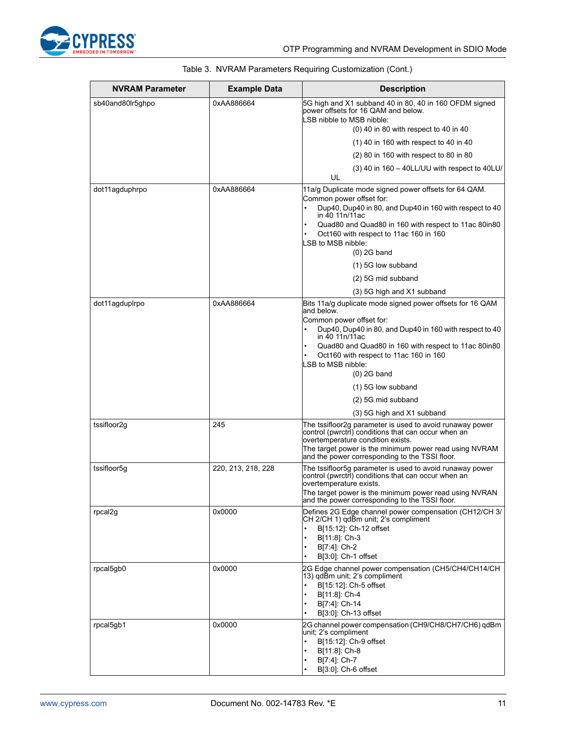Table 3. NVRAM Parameters Requiring Customization (Cont.)

| NVRAM Parameter | Example Data | Description |
|---|---|---|
| sb40and80lr5ghpo | 0xAA886664 | 5G high and X1 subband 40 in 80, 40 in 160 OFDM signed power offsets for 16 QAM and below.<br>LSB nibble to MSB nibble:<br>(0) 40 in 80 with respect to 40 in 40<br>(1) 40 in 160 with respect to 40 in 40<br>(2) 80 in 160 with respect to 80 in 80<br>(3) 40 in 160 – 40LL/UU with respect to 40LU/UL |
| dot11agduphrpo | 0xAA886664 | 11a/g Duplicate mode signed power offsets for 64 QAM.<br>Common power offset for:<br>• Dup40, Dup40 in 80, and Dup40 in 160 with respect to 40 in 40 11n/11ac<br>• Quad80 and Quad80 in 160 with respect to 11ac 80in80<br>• Oct160 with respect to 11ac 160 in 160<br>LSB to MSB nibble:<br>(0) 2G band<br>(1) 5G low subband<br>(2) 5G mid subband<br>(3) 5G high and X1 subband |
| dot11agduplrpo | 0xAA886664 | Bits 11a/g duplicate mode signed power offsets for 16 QAM and below.<br>Common power offset for:<br>• Dup40, Dup40 in 80, and Dup40 in 160 with respect to 40 in 40 11n/11ac<br>• Quad80 and Quad80 in 160 with respect to 11ac 80in80<br>• Oct160 with respect to 11ac 160 in 160<br>LSB to MSB nibble:<br>(0) 2G band<br>(1) 5G low subband<br>(2) 5G mid subband<br>(3) 5G high and X1 subband |
| tssifloor2g | 245 | The tssifloor2g parameter is used to avoid runaway power control (pwrctrl) conditions that can occur when an overtemperature condition exists.<br>The target power is the minimum power read using NVRAM and the power corresponding to the TSSI floor. |
| tssifloor5g | 220, 213, 218, 228 | The tssifloor5g parameter is used to avoid runaway power control (pwrctrl) conditions that can occur when an overtemperature exists.<br>The target power is the minimum power read using NVRAN and the power corresponding to the TSSI floor. |
| rpcal2g | 0x0000 | Defines 2G Edge channel power compensation (CH12/CH 3/CH 2/CH 1) qdBm unit; 2's compliment<br>• B[15:12]: Ch-12 offset<br>• B[11:8]: Ch-3<br>• B[7:4]: Ch-2<br>• B[3:0]: Ch-1 offset |
| rpcal5gb0 | 0x0000 | 2G Edge channel power compensation (CH5/CH4/CH14/CH 13) qdBm unit; 2's compliment<br>• B[15:12]: Ch-5 offset<br>• B[11:8]: Ch-4<br>• B[7:4]: Ch-14<br>• B[3:0]: Ch-13 offset |
| rpcal5gb1 | 0x0000 | 2G channel power compensation (CH9/CH8/CH7/CH6) qdBm unit; 2's compliment<br>• B[15:12]: Ch-9 offset<br>• B[11:8]: Ch-8<br>• B[7:4]: Ch-7<br>• B[3:0]: Ch-6 offset |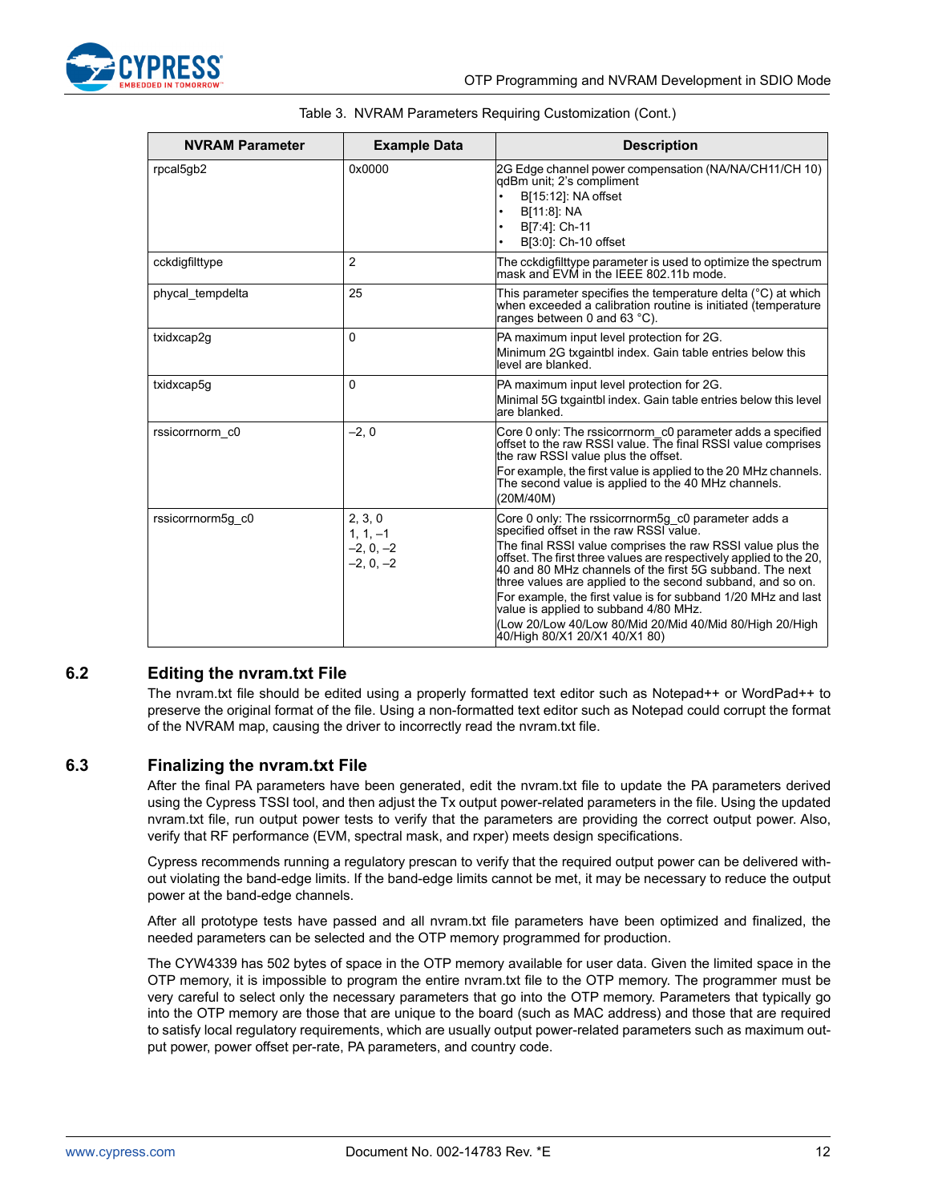Table 3. NVRAM Parameters Requiring Customization (Cont.)

| NVRAM Parameter | Example Data | Description |
|---|---|---|
| rpcal5gb2 | 0x0000 | 2G Edge channel power compensation (NA/NA/CH11/CH 10) qdBm unit; 2's compliment<br>• B[15:12]: NA offset<br>• B[11:8]: NA<br>• B[7:4]: Ch-11<br>• B[3:0]: Ch-10 offset |
| cckdigfilttype | 2 | The cckdigfilttype parameter is used to optimize the spectrum mask and EVM in the IEEE 802.11b mode. |
| phycal_tempdelta | 25 | This parameter specifies the temperature delta (°C) at which when exceeded a calibration routine is initiated (temperature ranges between 0 and 63 °C). |
| txidxcap2g | 0 | PA maximum input level protection for 2G.<br>Minimum 2G txgaintbl index. Gain table entries below this level are blanked. |
| txidxcap5g | 0 | PA maximum input level protection for 2G.<br>Minimal 5G txgaintbl index. Gain table entries below this level are blanked. |
| rssicorrnorm_c0 | –2, 0 | Core 0 only: The rssicorrnorm_c0 parameter adds a specified offset to the raw RSSI value. The final RSSI value comprises the raw RSSI value plus the offset.<br>For example, the first value is applied to the 20 MHz channels. The second value is applied to the 40 MHz channels. (20M/40M) |
| rssicorrnorm5g_c0 | 2, 3, 0<br>1, 1, –1<br>–2, 0, –2<br>–2, 0, –2 | Core 0 only: The rssicorrnorm5g_c0 parameter adds a specified offset in the raw RSSI value.<br>The final RSSI value comprises the raw RSSI value plus the offset. The first three values are respectively applied to the 20, 40 and 80 MHz channels of the first 5G subband. The next three values are applied to the second subband, and so on.<br>For example, the first value is for subband 1/20 MHz and last value is applied to subband 4/80 MHz.<br>(Low 20/Low 40/Low 80/Mid 20/Mid 40/Mid 80/High 20/High 40/High 80/X1 20/X1 40/X1 80) |

## 6.2 Editing the nvram.txt File

The nvram.txt file should be edited using a properly formatted text editor such as Notepad++ or WordPad++ to preserve the original format of the file. Using a non-formatted text editor such as Notepad could corrupt the format of the NVRAM map, causing the driver to incorrectly read the nvram.txt file.

## 6.3 Finalizing the nvram.txt File

After the final PA parameters have been generated, edit the nvram.txt file to update the PA parameters derived using the Cypress TSSI tool, and then adjust the Tx output power-related parameters in the file. Using the updated nvram.txt file, run output power tests to verify that the parameters are providing the correct output power. Also, verify that RF performance (EVM, spectral mask, and rxper) meets design specifications.

Cypress recommends running a regulatory prescan to verify that the required output power can be delivered without violating the band-edge limits. If the band-edge limits cannot be met, it may be necessary to reduce the output power at the band-edge channels.

After all prototype tests have passed and all nvram.txt file parameters have been optimized and finalized, the needed parameters can be selected and the OTP memory programmed for production.

The CYW4339 has 502 bytes of space in the OTP memory available for user data. Given the limited space in the OTP memory, it is impossible to program the entire nvram.txt file to the OTP memory. The programmer must be very careful to select only the necessary parameters that go into the OTP memory. Parameters that typically go into the OTP memory are those that are unique to the board (such as MAC address) and those that are required to satisfy local regulatory requirements, which are usually output power-related parameters such as maximum output power, power offset per-rate, PA parameters, and country code.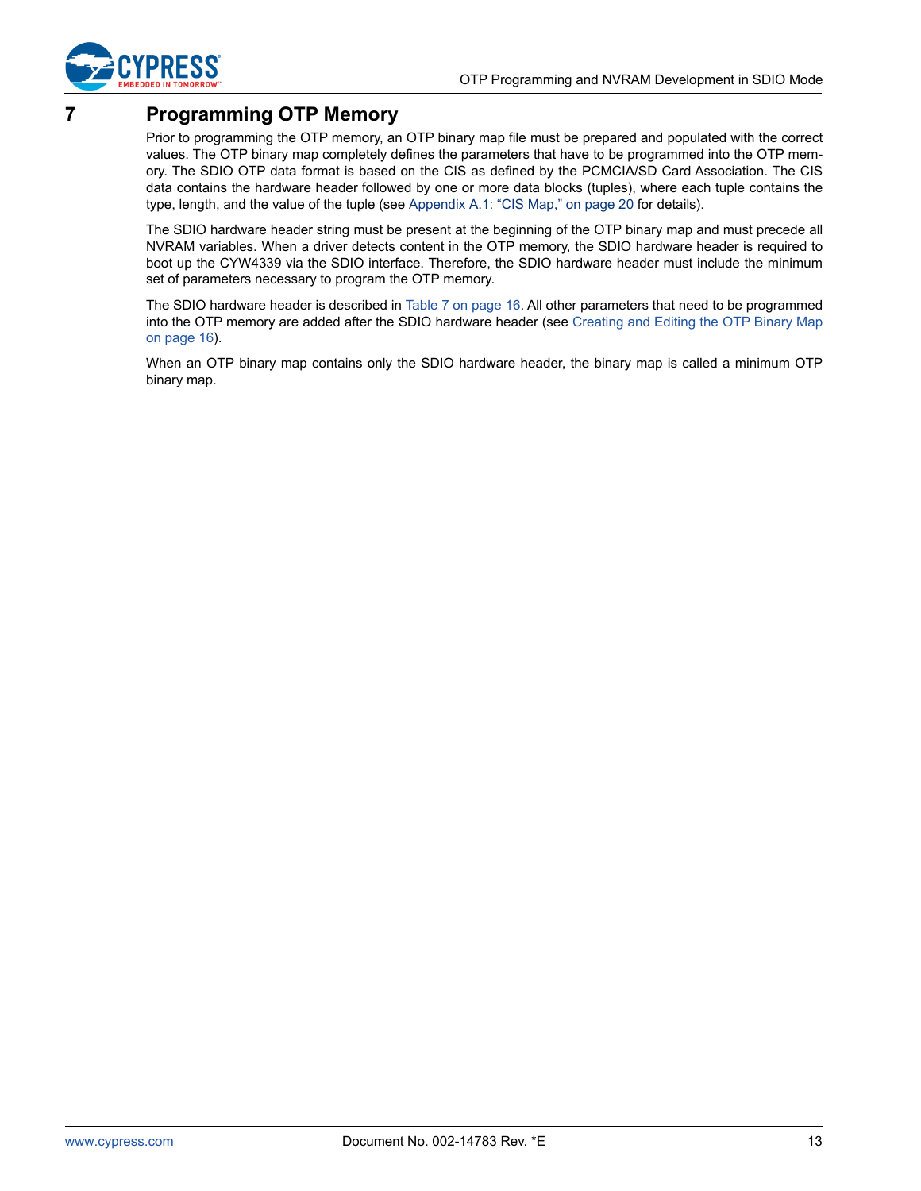# 7 Programming OTP Memory

Prior to programming the OTP memory, an OTP binary map file must be prepared and populated with the correct values. The OTP binary map completely defines the parameters that have to be programmed into the OTP memory. The SDIO OTP data format is based on the CIS as defined by the PCMCIA/SD Card Association. The CIS data contains the hardware header followed by one or more data blocks (tuples), where each tuple contains the type, length, and the value of the tuple (see Appendix A.1: "CIS Map," on page 20 for details).

The SDIO hardware header string must be present at the beginning of the OTP binary map and must precede all NVRAM variables. When a driver detects content in the OTP memory, the SDIO hardware header is required to boot up the CYW4339 via the SDIO interface. Therefore, the SDIO hardware header must include the minimum set of parameters necessary to program the OTP memory.

The SDIO hardware header is described in Table 7 on page 16. All other parameters that need to be programmed into the OTP memory are added after the SDIO hardware header (see Creating and Editing the OTP Binary Map on page 16).

When an OTP binary map contains only the SDIO hardware header, the binary map is called a minimum OTP binary map.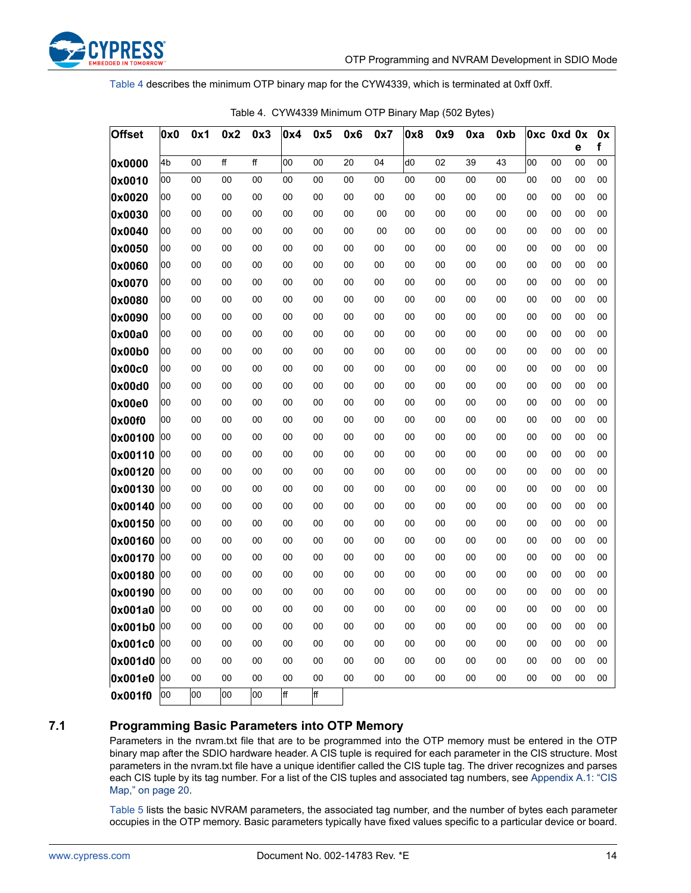Table 4 describes the minimum OTP binary map for the CYW4339, which is terminated at 0xff 0xff.

Table 4. CYW4339 Minimum OTP Binary Map (502 Bytes)

| Offset | 0x0 | 0x1 | 0x2 | 0x3 | 0x4 | 0x5 | 0x6 | 0x7 | 0x8 | 0x9 | 0xa | 0xb | 0xc | 0xd | 0xe | 0xf |
|---|---|---|---|---|---|---|---|---|---|---|---|---|---|---|---|---|
| 0x0000 | 4b | 00 | ff | ff | 00 | 00 | 20 | 04 | d0 | 02 | 39 | 43 | 00 | 00 | 00 | 00 |
| 0x0010 | 00 | 00 | 00 | 00 | 00 | 00 | 00 | 00 | 00 | 00 | 00 | 00 | 00 | 00 | 00 | 00 |
| 0x0020 | 00 | 00 | 00 | 00 | 00 | 00 | 00 | 00 | 00 | 00 | 00 | 00 | 00 | 00 | 00 | 00 |
| 0x0030 | 00 | 00 | 00 | 00 | 00 | 00 | 00 | 00 | 00 | 00 | 00 | 00 | 00 | 00 | 00 | 00 |
| 0x0040 | 00 | 00 | 00 | 00 | 00 | 00 | 00 | 00 | 00 | 00 | 00 | 00 | 00 | 00 | 00 | 00 |
| 0x0050 | 00 | 00 | 00 | 00 | 00 | 00 | 00 | 00 | 00 | 00 | 00 | 00 | 00 | 00 | 00 | 00 |
| 0x0060 | 00 | 00 | 00 | 00 | 00 | 00 | 00 | 00 | 00 | 00 | 00 | 00 | 00 | 00 | 00 | 00 |
| 0x0070 | 00 | 00 | 00 | 00 | 00 | 00 | 00 | 00 | 00 | 00 | 00 | 00 | 00 | 00 | 00 | 00 |
| 0x0080 | 00 | 00 | 00 | 00 | 00 | 00 | 00 | 00 | 00 | 00 | 00 | 00 | 00 | 00 | 00 | 00 |
| 0x0090 | 00 | 00 | 00 | 00 | 00 | 00 | 00 | 00 | 00 | 00 | 00 | 00 | 00 | 00 | 00 | 00 |
| 0x00a0 | 00 | 00 | 00 | 00 | 00 | 00 | 00 | 00 | 00 | 00 | 00 | 00 | 00 | 00 | 00 | 00 |
| 0x00b0 | 00 | 00 | 00 | 00 | 00 | 00 | 00 | 00 | 00 | 00 | 00 | 00 | 00 | 00 | 00 | 00 |
| 0x00c0 | 00 | 00 | 00 | 00 | 00 | 00 | 00 | 00 | 00 | 00 | 00 | 00 | 00 | 00 | 00 | 00 |
| 0x00d0 | 00 | 00 | 00 | 00 | 00 | 00 | 00 | 00 | 00 | 00 | 00 | 00 | 00 | 00 | 00 | 00 |
| 0x00e0 | 00 | 00 | 00 | 00 | 00 | 00 | 00 | 00 | 00 | 00 | 00 | 00 | 00 | 00 | 00 | 00 |
| 0x00f0 | 00 | 00 | 00 | 00 | 00 | 00 | 00 | 00 | 00 | 00 | 00 | 00 | 00 | 00 | 00 | 00 |
| 0x00100 | 00 | 00 | 00 | 00 | 00 | 00 | 00 | 00 | 00 | 00 | 00 | 00 | 00 | 00 | 00 | 00 |
| 0x00110 | 00 | 00 | 00 | 00 | 00 | 00 | 00 | 00 | 00 | 00 | 00 | 00 | 00 | 00 | 00 | 00 |
| 0x00120 | 00 | 00 | 00 | 00 | 00 | 00 | 00 | 00 | 00 | 00 | 00 | 00 | 00 | 00 | 00 | 00 |
| 0x00130 | 00 | 00 | 00 | 00 | 00 | 00 | 00 | 00 | 00 | 00 | 00 | 00 | 00 | 00 | 00 | 00 |
| 0x00140 | 00 | 00 | 00 | 00 | 00 | 00 | 00 | 00 | 00 | 00 | 00 | 00 | 00 | 00 | 00 | 00 |
| 0x00150 | 00 | 00 | 00 | 00 | 00 | 00 | 00 | 00 | 00 | 00 | 00 | 00 | 00 | 00 | 00 | 00 |
| 0x00160 | 00 | 00 | 00 | 00 | 00 | 00 | 00 | 00 | 00 | 00 | 00 | 00 | 00 | 00 | 00 | 00 |
| 0x00170 | 00 | 00 | 00 | 00 | 00 | 00 | 00 | 00 | 00 | 00 | 00 | 00 | 00 | 00 | 00 | 00 |
| 0x00180 | 00 | 00 | 00 | 00 | 00 | 00 | 00 | 00 | 00 | 00 | 00 | 00 | 00 | 00 | 00 | 00 |
| 0x00190 | 00 | 00 | 00 | 00 | 00 | 00 | 00 | 00 | 00 | 00 | 00 | 00 | 00 | 00 | 00 | 00 |
| 0x001a0 | 00 | 00 | 00 | 00 | 00 | 00 | 00 | 00 | 00 | 00 | 00 | 00 | 00 | 00 | 00 | 00 |
| 0x001b0 | 00 | 00 | 00 | 00 | 00 | 00 | 00 | 00 | 00 | 00 | 00 | 00 | 00 | 00 | 00 | 00 |
| 0x001c0 | 00 | 00 | 00 | 00 | 00 | 00 | 00 | 00 | 00 | 00 | 00 | 00 | 00 | 00 | 00 | 00 |
| 0x001d0 | 00 | 00 | 00 | 00 | 00 | 00 | 00 | 00 | 00 | 00 | 00 | 00 | 00 | 00 | 00 | 00 |
| 0x001e0 | 00 | 00 | 00 | 00 | 00 | 00 | 00 | 00 | 00 | 00 | 00 | 00 | 00 | 00 | 00 | 00 |
| 0x001f0 | 00 | 00 | 00 | 00 | ff | ff | | | | | | | | | | |

## 7.1 Programming Basic Parameters into OTP Memory

Parameters in the nvram.txt file that are to be programmed into the OTP memory must be entered in the OTP binary map after the SDIO hardware header. A CIS tuple is required for each parameter in the CIS structure. Most parameters in the nvram.txt file have a unique identifier called the CIS tuple tag. The driver recognizes and parses each CIS tuple by its tag number. For a list of the CIS tuples and associated tag numbers, see Appendix A.1: "CIS Map," on page 20.

Table 5 lists the basic NVRAM parameters, the associated tag number, and the number of bytes each parameter occupies in the OTP memory. Basic parameters typically have fixed values specific to a particular device or board.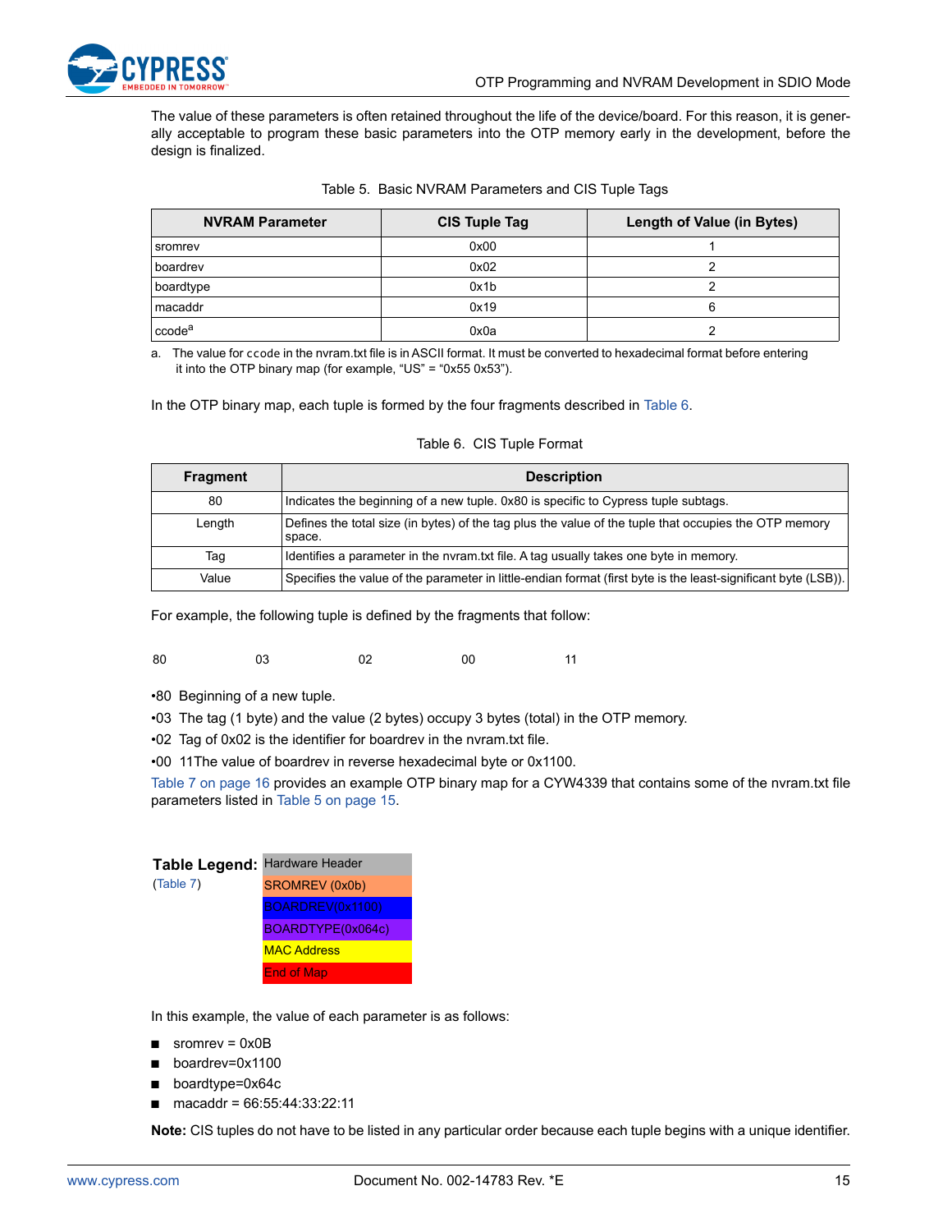The value of these parameters is often retained throughout the life of the device/board. For this reason, it is generally acceptable to program these basic parameters into the OTP memory early in the development, before the design is finalized.

Table 5. Basic NVRAM Parameters and CIS Tuple Tags

| NVRAM Parameter | CIS Tuple Tag | Length of Value (in Bytes) |
|---|---|---|
| sromrev | 0x00 | 1 |
| boardrev | 0x02 | 2 |
| boardtype | 0x1b | 2 |
| macaddr | 0x19 | 6 |
| ccode[a] | 0x0a | 2 |

a. The value for ccode in the nvram.txt file is in ASCII format. It must be converted to hexadecimal format before entering it into the OTP binary map (for example, “US” = “0x55 0x53”).

In the OTP binary map, each tuple is formed by the four fragments described in Table 6.

Table 6. CIS Tuple Format

| Fragment | Description |
|---|---|
| 80 | Indicates the beginning of a new tuple. 0x80 is specific to Cypress tuple subtags. |
| Length | Defines the total size (in bytes) of the tag plus the value of the tuple that occupies the OTP memory space. |
| Tag | Identifies a parameter in the nvram.txt file. A tag usually takes one byte in memory. |
| Value | Specifies the value of the parameter in little-endian format (first byte is the least-significant byte (LSB)). |

For example, the following tuple is defined by the fragments that follow:

80 03 02 00 11

- •80 Beginning of a new tuple.
- •03 The tag (1 byte) and the value (2 bytes) occupy 3 bytes (total) in the OTP memory.
- •02 Tag of 0x02 is the identifier for boardrev in the nvram.txt file.
- •00 11The value of boardrev in reverse hexadecimal byte or 0x1100.

Table 7 on page 16 provides an example OTP binary map for a CYW4339 that contains some of the nvram.txt file parameters listed in Table 5 on page 15.

**Table Legend:** (Table 7)

| Legend |
|---|
| Hardware Header |
| SROMREV (0x0b) |
| BOARDREV(0x1100) |
| BOARDTYPE(0x064c) |
| MAC Address |
| End of Map |

In this example, the value of each parameter is as follows:

- sromrev = 0x0B
- boardrev=0x1100
- boardtype=0x64c
- macaddr = 66:55:44:33:22:11

**Note:** CIS tuples do not have to be listed in any particular order because each tuple begins with a unique identifier.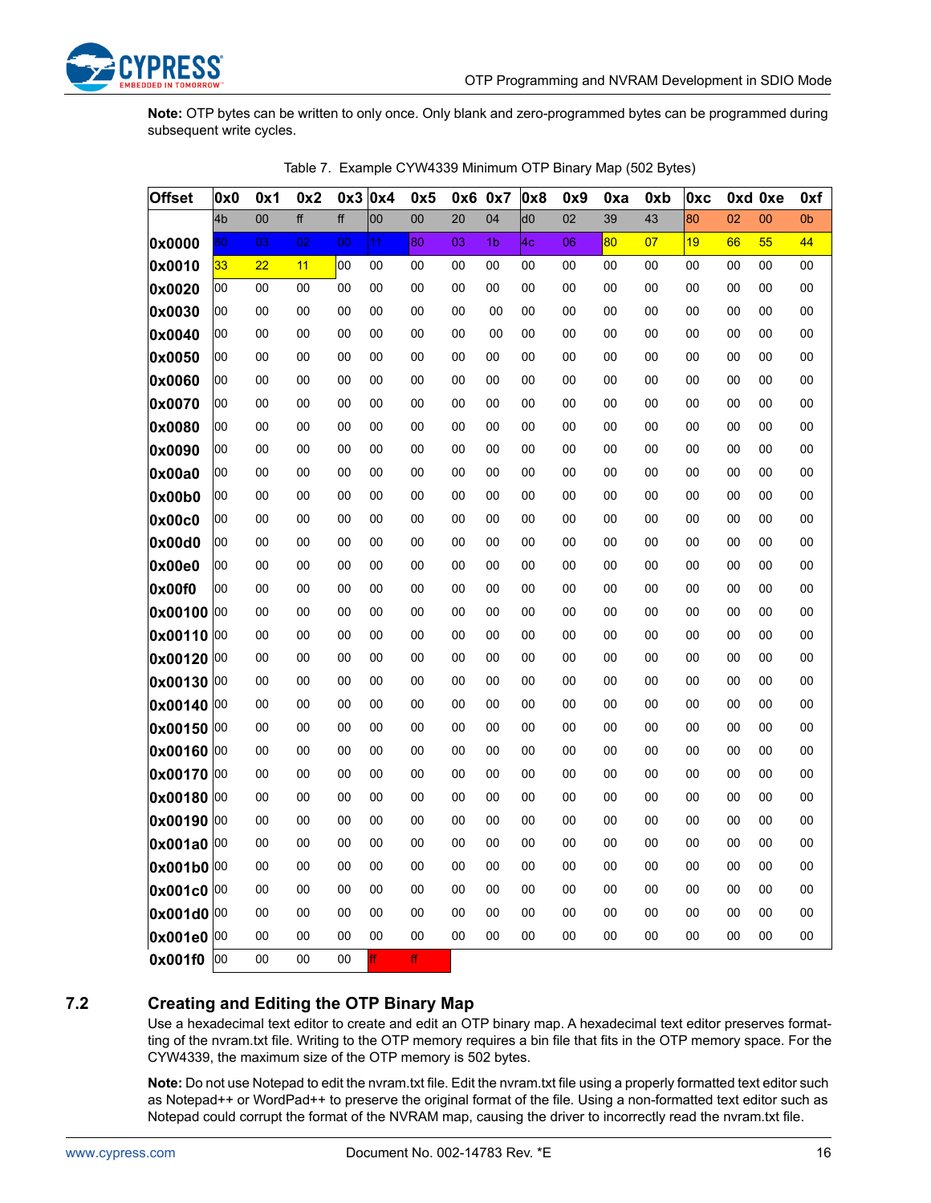**Note:** OTP bytes can be written to only once. Only blank and zero-programmed bytes can be programmed during subsequent write cycles.

Table 7. Example CYW4339 Minimum OTP Binary Map (502 Bytes)

| Offset | 0x0 | 0x1 | 0x2 | 0x3 | 0x4 | 0x5 | 0x6 | 0x7 | 0x8 | 0x9 | 0xa | 0xb | 0xc | 0xd | 0xe | 0xf |
|---|---|---|---|---|---|---|---|---|---|---|---|---|---|---|---|---|
| | 4b | 00 | ff | ff | 00 | 00 | 20 | 04 | d0 | 02 | 39 | 43 | 80 | 02 | 00 | 0b |
| 0x0000 | 80 | 03 | 02 | 00 | 11 | 80 | 03 | 1b | 4c | 06 | 80 | 07 | 19 | 66 | 55 | 44 |
| 0x0010 | 33 | 22 | 11 | 00 | 00 | 00 | 00 | 00 | 00 | 00 | 00 | 00 | 00 | 00 | 00 | 00 |
| 0x0020 | 00 | 00 | 00 | 00 | 00 | 00 | 00 | 00 | 00 | 00 | 00 | 00 | 00 | 00 | 00 | 00 |
| 0x0030 | 00 | 00 | 00 | 00 | 00 | 00 | 00 | 00 | 00 | 00 | 00 | 00 | 00 | 00 | 00 | 00 |
| 0x0040 | 00 | 00 | 00 | 00 | 00 | 00 | 00 | 00 | 00 | 00 | 00 | 00 | 00 | 00 | 00 | 00 |
| 0x0050 | 00 | 00 | 00 | 00 | 00 | 00 | 00 | 00 | 00 | 00 | 00 | 00 | 00 | 00 | 00 | 00 |
| 0x0060 | 00 | 00 | 00 | 00 | 00 | 00 | 00 | 00 | 00 | 00 | 00 | 00 | 00 | 00 | 00 | 00 |
| 0x0070 | 00 | 00 | 00 | 00 | 00 | 00 | 00 | 00 | 00 | 00 | 00 | 00 | 00 | 00 | 00 | 00 |
| 0x0080 | 00 | 00 | 00 | 00 | 00 | 00 | 00 | 00 | 00 | 00 | 00 | 00 | 00 | 00 | 00 | 00 |
| 0x0090 | 00 | 00 | 00 | 00 | 00 | 00 | 00 | 00 | 00 | 00 | 00 | 00 | 00 | 00 | 00 | 00 |
| 0x00a0 | 00 | 00 | 00 | 00 | 00 | 00 | 00 | 00 | 00 | 00 | 00 | 00 | 00 | 00 | 00 | 00 |
| 0x00b0 | 00 | 00 | 00 | 00 | 00 | 00 | 00 | 00 | 00 | 00 | 00 | 00 | 00 | 00 | 00 | 00 |
| 0x00c0 | 00 | 00 | 00 | 00 | 00 | 00 | 00 | 00 | 00 | 00 | 00 | 00 | 00 | 00 | 00 | 00 |
| 0x00d0 | 00 | 00 | 00 | 00 | 00 | 00 | 00 | 00 | 00 | 00 | 00 | 00 | 00 | 00 | 00 | 00 |
| 0x00e0 | 00 | 00 | 00 | 00 | 00 | 00 | 00 | 00 | 00 | 00 | 00 | 00 | 00 | 00 | 00 | 00 |
| 0x00f0 | 00 | 00 | 00 | 00 | 00 | 00 | 00 | 00 | 00 | 00 | 00 | 00 | 00 | 00 | 00 | 00 |
| 0x00100 | 00 | 00 | 00 | 00 | 00 | 00 | 00 | 00 | 00 | 00 | 00 | 00 | 00 | 00 | 00 | 00 |
| 0x00110 | 00 | 00 | 00 | 00 | 00 | 00 | 00 | 00 | 00 | 00 | 00 | 00 | 00 | 00 | 00 | 00 |
| 0x00120 | 00 | 00 | 00 | 00 | 00 | 00 | 00 | 00 | 00 | 00 | 00 | 00 | 00 | 00 | 00 | 00 |
| 0x00130 | 00 | 00 | 00 | 00 | 00 | 00 | 00 | 00 | 00 | 00 | 00 | 00 | 00 | 00 | 00 | 00 |
| 0x00140 | 00 | 00 | 00 | 00 | 00 | 00 | 00 | 00 | 00 | 00 | 00 | 00 | 00 | 00 | 00 | 00 |
| 0x00150 | 00 | 00 | 00 | 00 | 00 | 00 | 00 | 00 | 00 | 00 | 00 | 00 | 00 | 00 | 00 | 00 |
| 0x00160 | 00 | 00 | 00 | 00 | 00 | 00 | 00 | 00 | 00 | 00 | 00 | 00 | 00 | 00 | 00 | 00 |
| 0x00170 | 00 | 00 | 00 | 00 | 00 | 00 | 00 | 00 | 00 | 00 | 00 | 00 | 00 | 00 | 00 | 00 |
| 0x00180 | 00 | 00 | 00 | 00 | 00 | 00 | 00 | 00 | 00 | 00 | 00 | 00 | 00 | 00 | 00 | 00 |
| 0x00190 | 00 | 00 | 00 | 00 | 00 | 00 | 00 | 00 | 00 | 00 | 00 | 00 | 00 | 00 | 00 | 00 |
| 0x001a0 | 00 | 00 | 00 | 00 | 00 | 00 | 00 | 00 | 00 | 00 | 00 | 00 | 00 | 00 | 00 | 00 |
| 0x001b0 | 00 | 00 | 00 | 00 | 00 | 00 | 00 | 00 | 00 | 00 | 00 | 00 | 00 | 00 | 00 | 00 |
| 0x001c0 | 00 | 00 | 00 | 00 | 00 | 00 | 00 | 00 | 00 | 00 | 00 | 00 | 00 | 00 | 00 | 00 |
| 0x001d0 | 00 | 00 | 00 | 00 | 00 | 00 | 00 | 00 | 00 | 00 | 00 | 00 | 00 | 00 | 00 | 00 |
| 0x001e0 | 00 | 00 | 00 | 00 | 00 | 00 | 00 | 00 | 00 | 00 | 00 | 00 | 00 | 00 | 00 | 00 |
| 0x001f0 | 00 | 00 | 00 | 00 | ff | ff | | | | | | | | | | |

## 7.2 Creating and Editing the OTP Binary Map

Use a hexadecimal text editor to create and edit an OTP binary map. A hexadecimal text editor preserves formatting of the nvram.txt file. Writing to the OTP memory requires a bin file that fits in the OTP memory space. For the CYW4339, the maximum size of the OTP memory is 502 bytes.

**Note:** Do not use Notepad to edit the nvram.txt file. Edit the nvram.txt file using a properly formatted text editor such as Notepad++ or WordPad++ to preserve the original format of the file. Using a non-formatted text editor such as Notepad could corrupt the format of the NVRAM map, causing the driver to incorrectly read the nvram.txt file.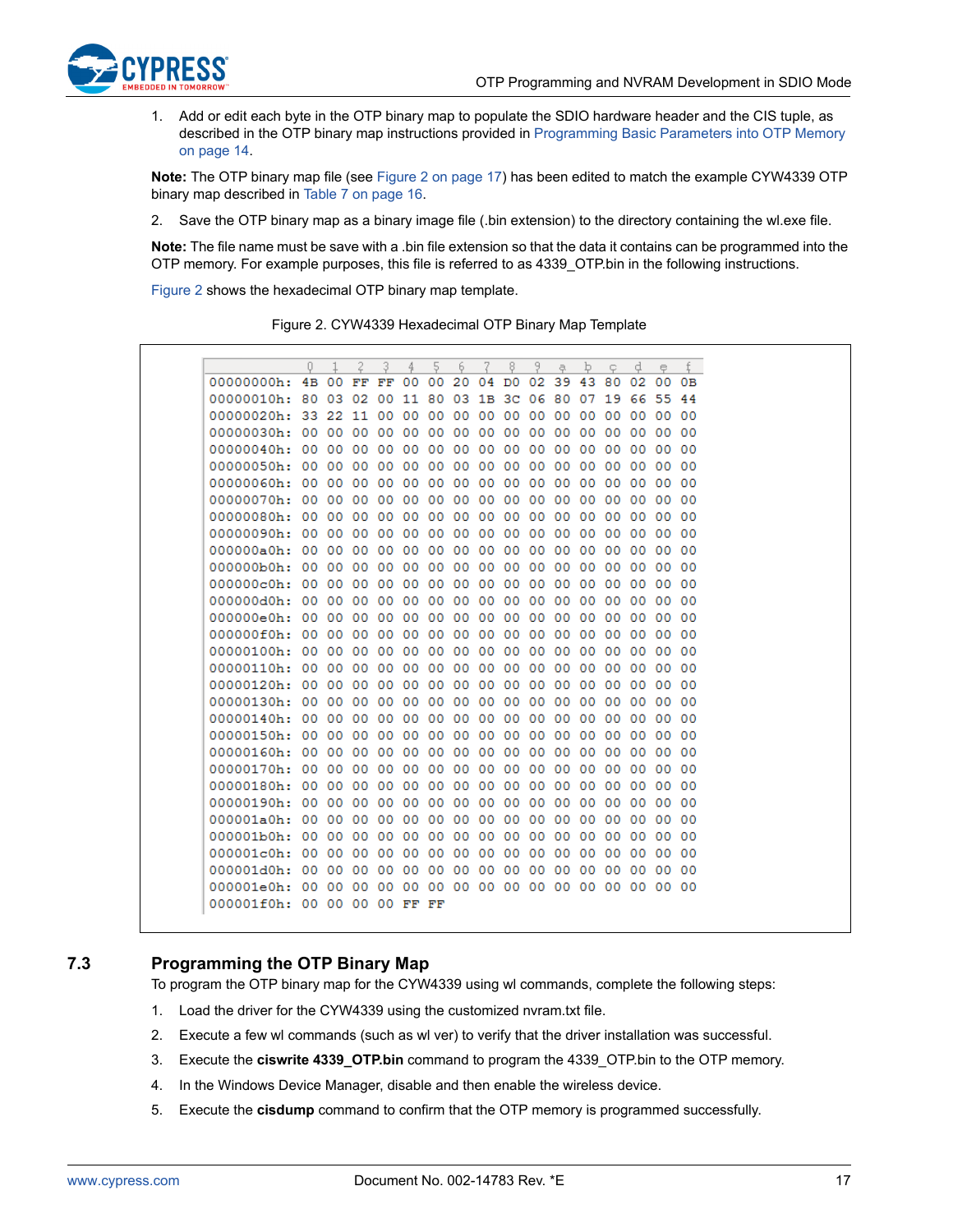1. Add or edit each byte in the OTP binary map to populate the SDIO hardware header and the CIS tuple, as described in the OTP binary map instructions provided in Programming Basic Parameters into OTP Memory on page 14.

**Note:** The OTP binary map file (see Figure 2 on page 17) has been edited to match the example CYW4339 OTP binary map described in Table 7 on page 16.

2. Save the OTP binary map as a binary image file (.bin extension) to the directory containing the wl.exe file.

**Note:** The file name must be save with a .bin file extension so that the data it contains can be programmed into the OTP memory. For example purposes, this file is referred to as 4339_OTP.bin in the following instructions.

Figure 2 shows the hexadecimal OTP binary map template.

Figure 2. CYW4339 Hexadecimal OTP Binary Map Template

```
           0  1  2  3  4  5  6  7  8  9  a  b  c  d  e  f
00000000h: 4B 00 FF FF 00 00 20 04 D0 02 39 43 80 02 00 0B
00000010h: 80 03 02 00 11 80 03 1B 3C 06 80 07 19 66 55 44
00000020h: 33 22 11 00 00 00 00 00 00 00 00 00 00 00 00 00
00000030h: 00 00 00 00 00 00 00 00 00 00 00 00 00 00 00 00
00000040h: 00 00 00 00 00 00 00 00 00 00 00 00 00 00 00 00
00000050h: 00 00 00 00 00 00 00 00 00 00 00 00 00 00 00 00
00000060h: 00 00 00 00 00 00 00 00 00 00 00 00 00 00 00 00
00000070h: 00 00 00 00 00 00 00 00 00 00 00 00 00 00 00 00
00000080h: 00 00 00 00 00 00 00 00 00 00 00 00 00 00 00 00
00000090h: 00 00 00 00 00 00 00 00 00 00 00 00 00 00 00 00
000000a0h: 00 00 00 00 00 00 00 00 00 00 00 00 00 00 00 00
000000b0h: 00 00 00 00 00 00 00 00 00 00 00 00 00 00 00 00
000000c0h: 00 00 00 00 00 00 00 00 00 00 00 00 00 00 00 00
000000d0h: 00 00 00 00 00 00 00 00 00 00 00 00 00 00 00 00
000000e0h: 00 00 00 00 00 00 00 00 00 00 00 00 00 00 00 00
000000f0h: 00 00 00 00 00 00 00 00 00 00 00 00 00 00 00 00
00000100h: 00 00 00 00 00 00 00 00 00 00 00 00 00 00 00 00
00000110h: 00 00 00 00 00 00 00 00 00 00 00 00 00 00 00 00
00000120h: 00 00 00 00 00 00 00 00 00 00 00 00 00 00 00 00
00000130h: 00 00 00 00 00 00 00 00 00 00 00 00 00 00 00 00
00000140h: 00 00 00 00 00 00 00 00 00 00 00 00 00 00 00 00
00000150h: 00 00 00 00 00 00 00 00 00 00 00 00 00 00 00 00
00000160h: 00 00 00 00 00 00 00 00 00 00 00 00 00 00 00 00
00000170h: 00 00 00 00 00 00 00 00 00 00 00 00 00 00 00 00
00000180h: 00 00 00 00 00 00 00 00 00 00 00 00 00 00 00 00
00000190h: 00 00 00 00 00 00 00 00 00 00 00 00 00 00 00 00
000001a0h: 00 00 00 00 00 00 00 00 00 00 00 00 00 00 00 00
000001b0h: 00 00 00 00 00 00 00 00 00 00 00 00 00 00 00 00
000001c0h: 00 00 00 00 00 00 00 00 00 00 00 00 00 00 00 00
000001d0h: 00 00 00 00 00 00 00 00 00 00 00 00 00 00 00 00
000001e0h: 00 00 00 00 00 00 00 00 00 00 00 00 00 00 00 00
000001f0h: 00 00 00 00 FF FF
```

## 7.3 Programming the OTP Binary Map

To program the OTP binary map for the CYW4339 using wl commands, complete the following steps:

1. Load the driver for the CYW4339 using the customized nvram.txt file.
2. Execute a few wl commands (such as wl ver) to verify that the driver installation was successful.
3. Execute the **ciswrite 4339_OTP.bin** command to program the 4339_OTP.bin to the OTP memory.
4. In the Windows Device Manager, disable and then enable the wireless device.
5. Execute the **cisdump** command to confirm that the OTP memory is programmed successfully.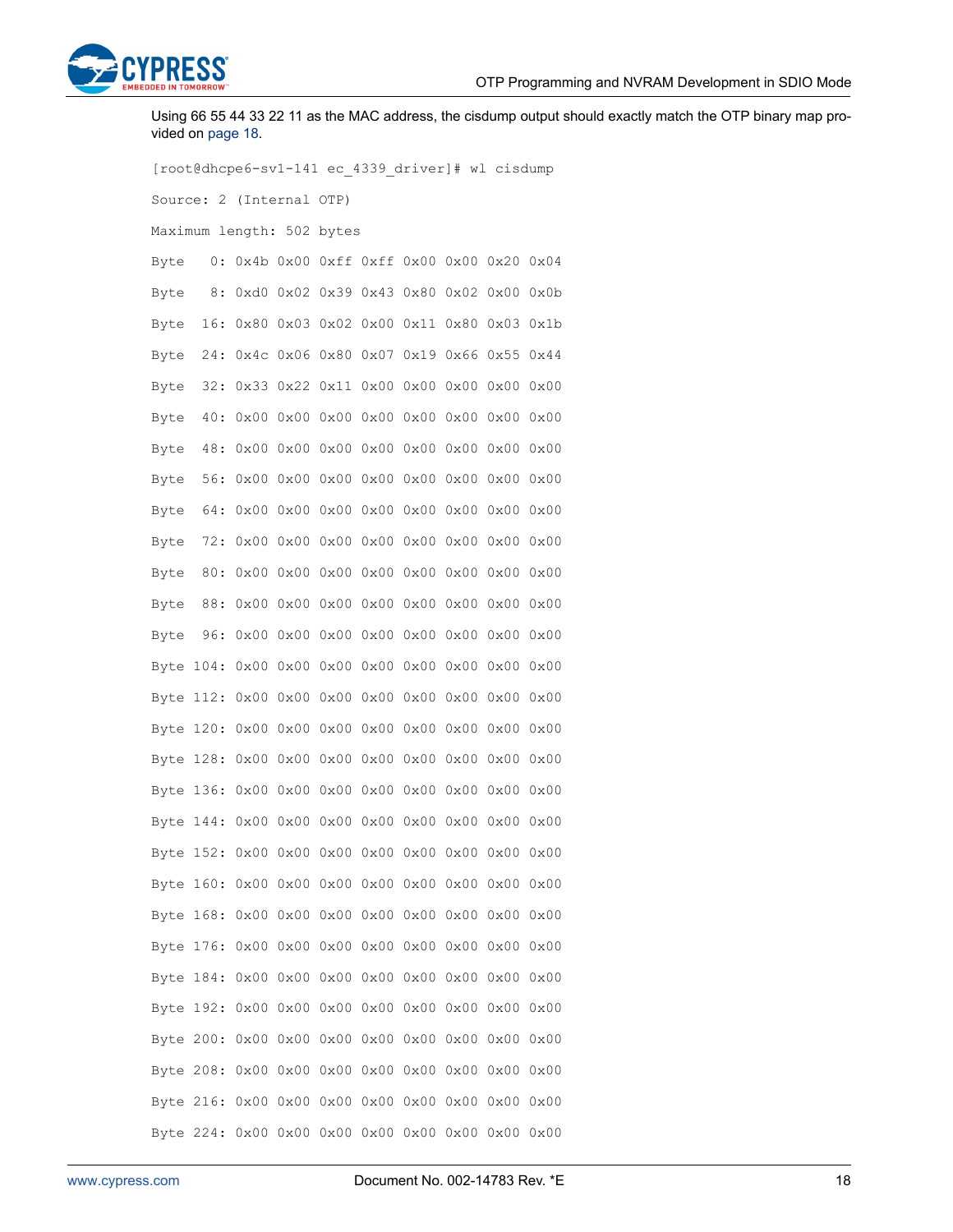Using 66 55 44 33 22 11 as the MAC address, the cisdump output should exactly match the OTP binary map provided on page 18.

```
[root@dhcpe6-sv1-141 ec_4339_driver]# wl cisdump

Source: 2 (Internal OTP)

Maximum length: 502 bytes

Byte   0: 0x4b 0x00 0xff 0xff 0x00 0x00 0x20 0x04

Byte   8: 0xd0 0x02 0x39 0x43 0x80 0x02 0x00 0x0b

Byte  16: 0x80 0x03 0x02 0x00 0x11 0x80 0x03 0x1b

Byte  24: 0x4c 0x06 0x80 0x07 0x19 0x66 0x55 0x44

Byte  32: 0x33 0x22 0x11 0x00 0x00 0x00 0x00 0x00

Byte  40: 0x00 0x00 0x00 0x00 0x00 0x00 0x00 0x00

Byte  48: 0x00 0x00 0x00 0x00 0x00 0x00 0x00 0x00

Byte  56: 0x00 0x00 0x00 0x00 0x00 0x00 0x00 0x00

Byte  64: 0x00 0x00 0x00 0x00 0x00 0x00 0x00 0x00

Byte  72: 0x00 0x00 0x00 0x00 0x00 0x00 0x00 0x00

Byte  80: 0x00 0x00 0x00 0x00 0x00 0x00 0x00 0x00

Byte  88: 0x00 0x00 0x00 0x00 0x00 0x00 0x00 0x00

Byte  96: 0x00 0x00 0x00 0x00 0x00 0x00 0x00 0x00

Byte 104: 0x00 0x00 0x00 0x00 0x00 0x00 0x00 0x00

Byte 112: 0x00 0x00 0x00 0x00 0x00 0x00 0x00 0x00

Byte 120: 0x00 0x00 0x00 0x00 0x00 0x00 0x00 0x00

Byte 128: 0x00 0x00 0x00 0x00 0x00 0x00 0x00 0x00

Byte 136: 0x00 0x00 0x00 0x00 0x00 0x00 0x00 0x00

Byte 144: 0x00 0x00 0x00 0x00 0x00 0x00 0x00 0x00

Byte 152: 0x00 0x00 0x00 0x00 0x00 0x00 0x00 0x00

Byte 160: 0x00 0x00 0x00 0x00 0x00 0x00 0x00 0x00

Byte 168: 0x00 0x00 0x00 0x00 0x00 0x00 0x00 0x00

Byte 176: 0x00 0x00 0x00 0x00 0x00 0x00 0x00 0x00

Byte 184: 0x00 0x00 0x00 0x00 0x00 0x00 0x00 0x00

Byte 192: 0x00 0x00 0x00 0x00 0x00 0x00 0x00 0x00

Byte 200: 0x00 0x00 0x00 0x00 0x00 0x00 0x00 0x00

Byte 208: 0x00 0x00 0x00 0x00 0x00 0x00 0x00 0x00

Byte 216: 0x00 0x00 0x00 0x00 0x00 0x00 0x00 0x00

Byte 224: 0x00 0x00 0x00 0x00 0x00 0x00 0x00 0x00
```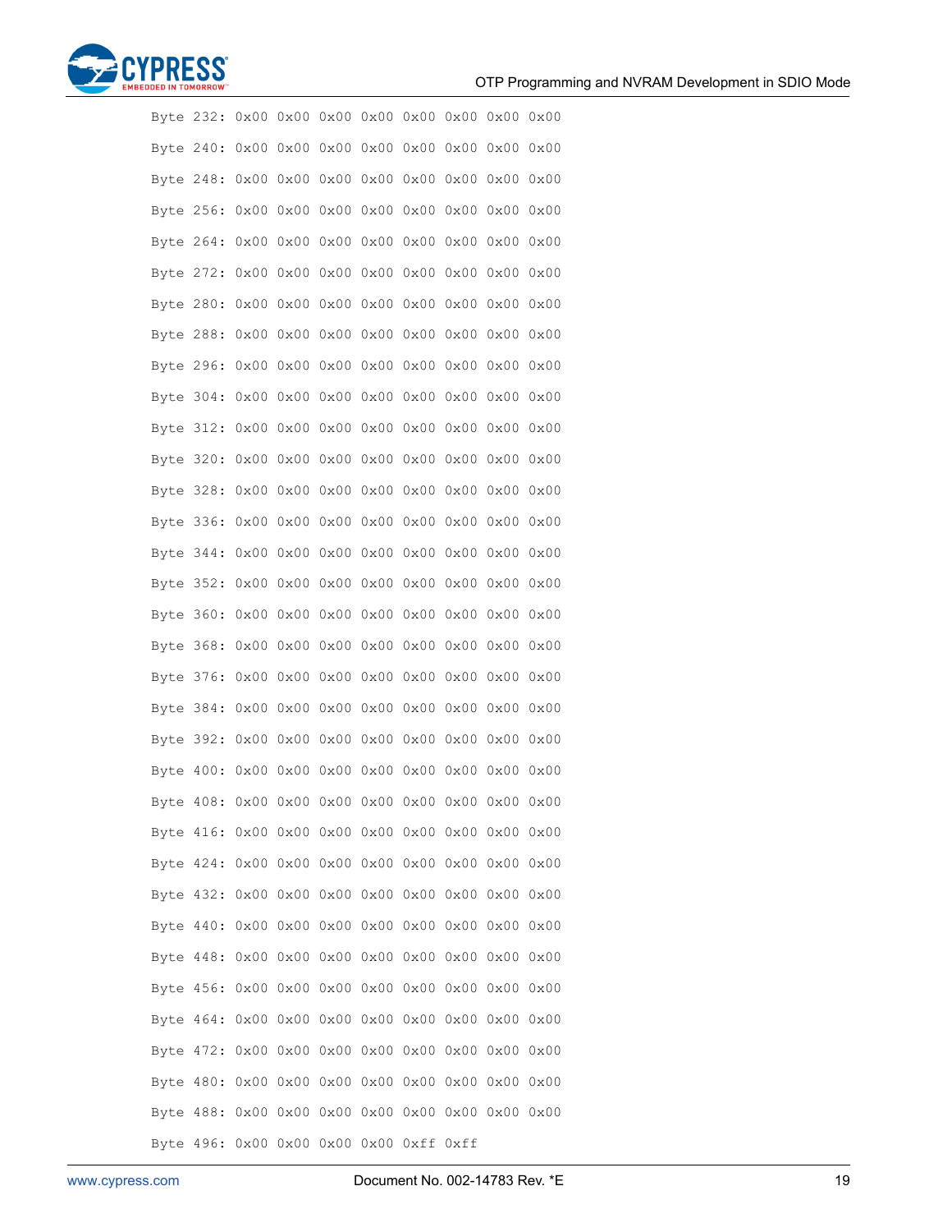```
Byte 232: 0x00 0x00 0x00 0x00 0x00 0x00 0x00 0x00
Byte 240: 0x00 0x00 0x00 0x00 0x00 0x00 0x00 0x00
Byte 248: 0x00 0x00 0x00 0x00 0x00 0x00 0x00 0x00
Byte 256: 0x00 0x00 0x00 0x00 0x00 0x00 0x00 0x00
Byte 264: 0x00 0x00 0x00 0x00 0x00 0x00 0x00 0x00
Byte 272: 0x00 0x00 0x00 0x00 0x00 0x00 0x00 0x00
Byte 280: 0x00 0x00 0x00 0x00 0x00 0x00 0x00 0x00
Byte 288: 0x00 0x00 0x00 0x00 0x00 0x00 0x00 0x00
Byte 296: 0x00 0x00 0x00 0x00 0x00 0x00 0x00 0x00
Byte 304: 0x00 0x00 0x00 0x00 0x00 0x00 0x00 0x00
Byte 312: 0x00 0x00 0x00 0x00 0x00 0x00 0x00 0x00
Byte 320: 0x00 0x00 0x00 0x00 0x00 0x00 0x00 0x00
Byte 328: 0x00 0x00 0x00 0x00 0x00 0x00 0x00 0x00
Byte 336: 0x00 0x00 0x00 0x00 0x00 0x00 0x00 0x00
Byte 344: 0x00 0x00 0x00 0x00 0x00 0x00 0x00 0x00
Byte 352: 0x00 0x00 0x00 0x00 0x00 0x00 0x00 0x00
Byte 360: 0x00 0x00 0x00 0x00 0x00 0x00 0x00 0x00
Byte 368: 0x00 0x00 0x00 0x00 0x00 0x00 0x00 0x00
Byte 376: 0x00 0x00 0x00 0x00 0x00 0x00 0x00 0x00
Byte 384: 0x00 0x00 0x00 0x00 0x00 0x00 0x00 0x00
Byte 392: 0x00 0x00 0x00 0x00 0x00 0x00 0x00 0x00
Byte 400: 0x00 0x00 0x00 0x00 0x00 0x00 0x00 0x00
Byte 408: 0x00 0x00 0x00 0x00 0x00 0x00 0x00 0x00
Byte 416: 0x00 0x00 0x00 0x00 0x00 0x00 0x00 0x00
Byte 424: 0x00 0x00 0x00 0x00 0x00 0x00 0x00 0x00
Byte 432: 0x00 0x00 0x00 0x00 0x00 0x00 0x00 0x00
Byte 440: 0x00 0x00 0x00 0x00 0x00 0x00 0x00 0x00
Byte 448: 0x00 0x00 0x00 0x00 0x00 0x00 0x00 0x00
Byte 456: 0x00 0x00 0x00 0x00 0x00 0x00 0x00 0x00
Byte 464: 0x00 0x00 0x00 0x00 0x00 0x00 0x00 0x00
Byte 472: 0x00 0x00 0x00 0x00 0x00 0x00 0x00 0x00
Byte 480: 0x00 0x00 0x00 0x00 0x00 0x00 0x00 0x00
Byte 488: 0x00 0x00 0x00 0x00 0x00 0x00 0x00 0x00
Byte 496: 0x00 0x00 0x00 0x00 0xff 0xff
```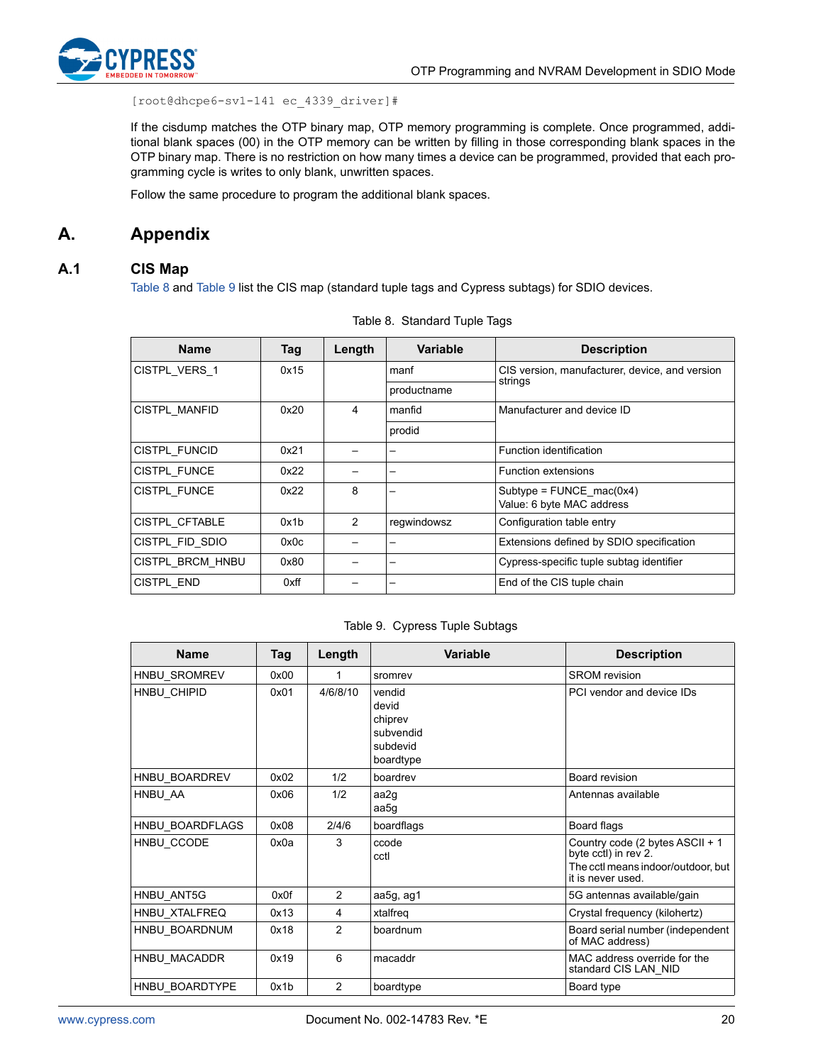```
[root@dhcpe6-sv1-141 ec_4339_driver]#
```

If the cisdump matches the OTP binary map, OTP memory programming is complete. Once programmed, additional blank spaces (00) in the OTP memory can be written by filling in those corresponding blank spaces in the OTP binary map. There is no restriction on how many times a device can be programmed, provided that each programming cycle is writes to only blank, unwritten spaces.

Follow the same procedure to program the additional blank spaces.

# A. Appendix

## A.1 CIS Map

Table 8 and Table 9 list the CIS map (standard tuple tags and Cypress subtags) for SDIO devices.

Table 8. Standard Tuple Tags

| Name | Tag | Length | Variable | Description |
|---|---|---|---|---|
| CISTPL_VERS_1 | 0x15 | | manf | CIS version, manufacturer, device, and version strings |
| | | | productname | |
| CISTPL_MANFID | 0x20 | 4 | manfid | Manufacturer and device ID |
| | | | prodid | |
| CISTPL_FUNCID | 0x21 | – | – | Function identification |
| CISTPL_FUNCE | 0x22 | – | – | Function extensions |
| CISTPL_FUNCE | 0x22 | 8 | – | Subtype = FUNCE_mac(0x4)<br>Value: 6 byte MAC address |
| CISTPL_CFTABLE | 0x1b | 2 | regwindowsz | Configuration table entry |
| CISTPL_FID_SDIO | 0x0c | – | – | Extensions defined by SDIO specification |
| CISTPL_BRCM_HNBU | 0x80 | – | – | Cypress-specific tuple subtag identifier |
| CISTPL_END | 0xff | – | – | End of the CIS tuple chain |

Table 9. Cypress Tuple Subtags

| Name | Tag | Length | Variable | Description |
|---|---|---|---|---|
| HNBU_SROMREV | 0x00 | 1 | sromrev | SROM revision |
| HNBU_CHIPID | 0x01 | 4/6/8/10 | vendid<br>devid<br>chiprev<br>subvendid<br>subdevid<br>boardtype | PCI vendor and device IDs |
| HNBU_BOARDREV | 0x02 | 1/2 | boardrev | Board revision |
| HNBU_AA | 0x06 | 1/2 | aa2g<br>aa5g | Antennas available |
| HNBU_BOARDFLAGS | 0x08 | 2/4/6 | boardflags | Board flags |
| HNBU_CCODE | 0x0a | 3 | ccode<br>cctl | Country code (2 bytes ASCII + 1 byte cctl) in rev 2.<br>The cctl means indoor/outdoor, but it is never used. |
| HNBU_ANT5G | 0x0f | 2 | aa5g, ag1 | 5G antennas available/gain |
| HNBU_XTALFREQ | 0x13 | 4 | xtalfreq | Crystal frequency (kilohertz) |
| HNBU_BOARDNUM | 0x18 | 2 | boardnum | Board serial number (independent of MAC address) |
| HNBU_MACADDR | 0x19 | 6 | macaddr | MAC address override for the standard CIS LAN_NID |
| HNBU_BOARDTYPE | 0x1b | 2 | boardtype | Board type |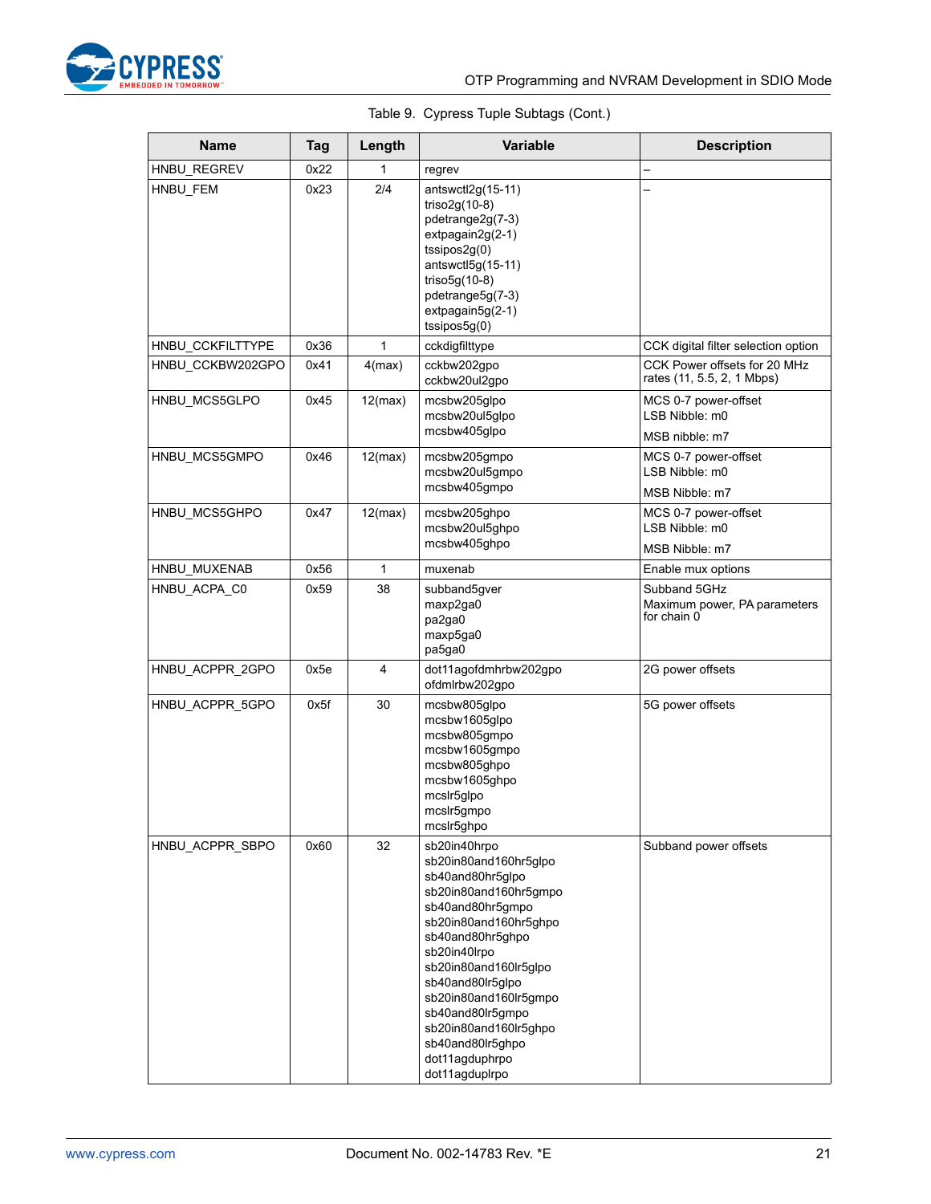Table 9. Cypress Tuple Subtags (Cont.)

| Name | Tag | Length | Variable | Description |
|---|---|---|---|---|
| HNBU_REGREV | 0x22 | 1 | regrev | – |
| HNBU_FEM | 0x23 | 2/4 | antswctl2g(15-11)<br>triso2g(10-8)<br>pdetrange2g(7-3)<br>extpagain2g(2-1)<br>tssipos2g(0)<br>antswctl5g(15-11)<br>triso5g(10-8)<br>pdetrange5g(7-3)<br>extpagain5g(2-1)<br>tssipos5g(0) | – |
| HNBU_CCKFILTTYPE | 0x36 | 1 | cckdigfilttype | CCK digital filter selection option |
| HNBU_CCKBW202GPO | 0x41 | 4(max) | cckbw202gpo<br>cckbw20ul2gpo | CCK Power offsets for 20 MHz rates (11, 5.5, 2, 1 Mbps) |
| HNBU_MCS5GLPO | 0x45 | 12(max) | mcsbw205glpo<br>mcsbw20ul5glpo<br>mcsbw405glpo | MCS 0-7 power-offset<br>LSB Nibble: m0<br>MSB nibble: m7 |
| HNBU_MCS5GMPO | 0x46 | 12(max) | mcsbw205gmpo<br>mcsbw20ul5gmpo<br>mcsbw405gmpo | MCS 0-7 power-offset<br>LSB Nibble: m0<br>MSB Nibble: m7 |
| HNBU_MCS5GHPO | 0x47 | 12(max) | mcsbw205ghpo<br>mcsbw20ul5ghpo<br>mcsbw405ghpo | MCS 0-7 power-offset<br>LSB Nibble: m0<br>MSB Nibble: m7 |
| HNBU_MUXENAB | 0x56 | 1 | muxenab | Enable mux options |
| HNBU_ACPA_C0 | 0x59 | 38 | subband5gver<br>maxp2ga0<br>pa2ga0<br>maxp5ga0<br>pa5ga0 | Subband 5GHz<br>Maximum power, PA parameters for chain 0 |
| HNBU_ACPPR_2GPO | 0x5e | 4 | dot11agofdmhrbw202gpo<br>ofdmlrbw202gpo | 2G power offsets |
| HNBU_ACPPR_5GPO | 0x5f | 30 | mcsbw805glpo<br>mcsbw1605glpo<br>mcsbw805gmpo<br>mcsbw1605gmpo<br>mcsbw805ghpo<br>mcsbw1605ghpo<br>mcslr5glpo<br>mcslr5gmpo<br>mcslr5ghpo | 5G power offsets |
| HNBU_ACPPR_SBPO | 0x60 | 32 | sb20in40hrpo<br>sb20in80and160hr5glpo<br>sb40and80hr5glpo<br>sb20in80and160hr5gmpo<br>sb40and80hr5gmpo<br>sb20in80and160hr5ghpo<br>sb40and80hr5ghpo<br>sb20in40lrpo<br>sb20in80and160lr5glpo<br>sb40and80lr5glpo<br>sb20in80and160lr5gmpo<br>sb40and80lr5gmpo<br>sb20in80and160lr5ghpo<br>sb40and80lr5ghpo<br>dot11agduphrpo<br>dot11agduplrpo | Subband power offsets |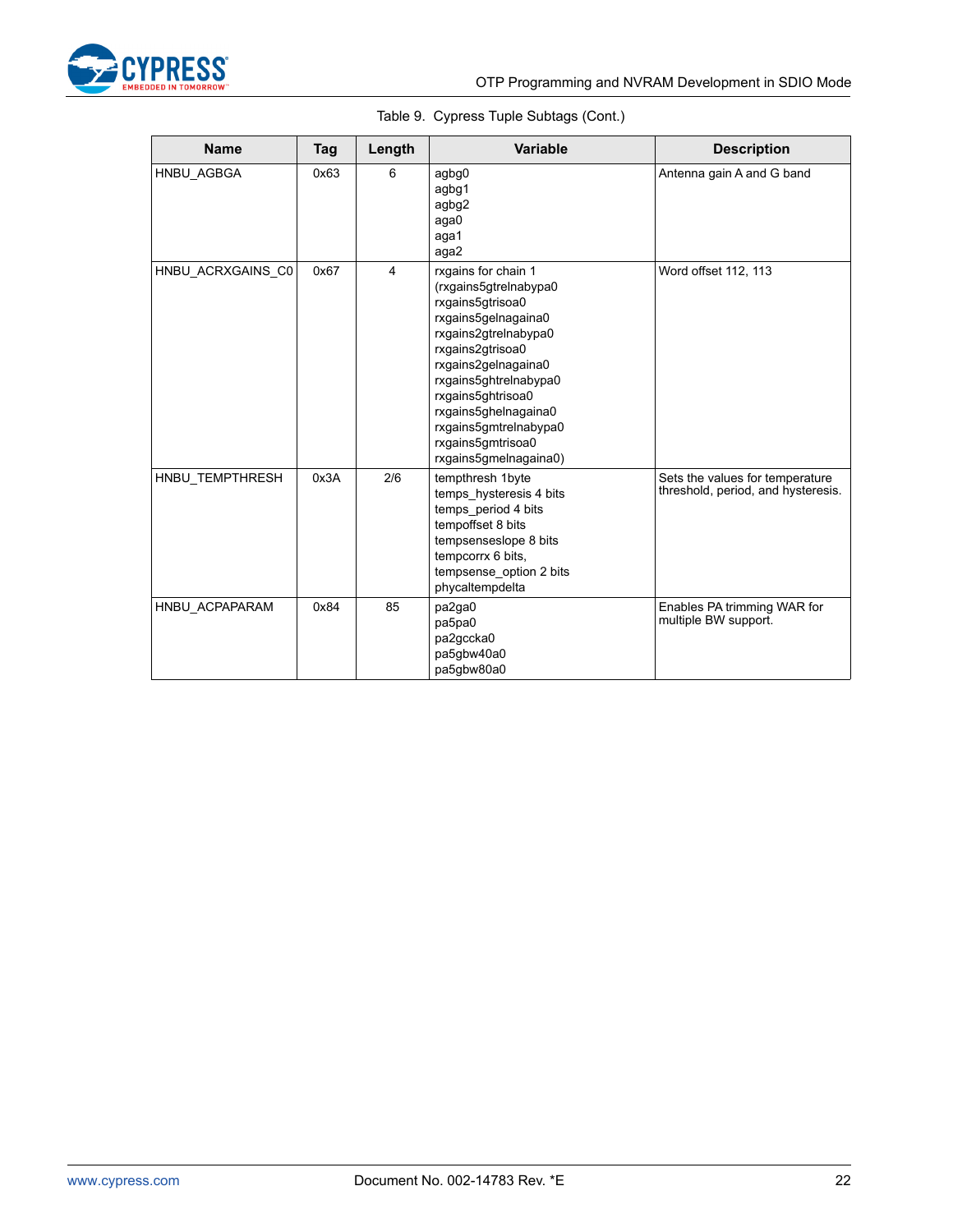Table 9. Cypress Tuple Subtags (Cont.)

| Name | Tag | Length | Variable | Description |
|---|---|---|---|---|
| HNBU_AGBGA | 0x63 | 6 | agbg0<br>agbg1<br>agbg2<br>aga0<br>aga1<br>aga2 | Antenna gain A and G band |
| HNBU_ACRXGAINS_C0 | 0x67 | 4 | rxgains for chain 1<br>(rxgains5gtrelnabypa0<br>rxgains5gtrisoa0<br>rxgains5gelnagaina0<br>rxgains2gtrelnabypa0<br>rxgains2gtrisoa0<br>rxgains2gelnagaina0<br>rxgains5ghtrelnabypa0<br>rxgains5ghtrisoa0<br>rxgains5ghelnagaina0<br>rxgains5gmtrelnabypa0<br>rxgains5gmtrisoa0<br>rxgains5gmelnagaina0) | Word offset 112, 113 |
| HNBU_TEMPTHRESH | 0x3A | 2/6 | tempthresh 1byte<br>temps_hysteresis 4 bits<br>temps_period 4 bits<br>tempoffset 8 bits<br>tempsenseslope 8 bits<br>tempcorrx 6 bits,<br>tempsense_option 2 bits<br>phycaltempdelta | Sets the values for temperature threshold, period, and hysteresis. |
| HNBU_ACPAPARAM | 0x84 | 85 | pa2ga0<br>pa5pa0<br>pa2gccka0<br>pa5gbw40a0<br>pa5gbw80a0 | Enables PA trimming WAR for multiple BW support. |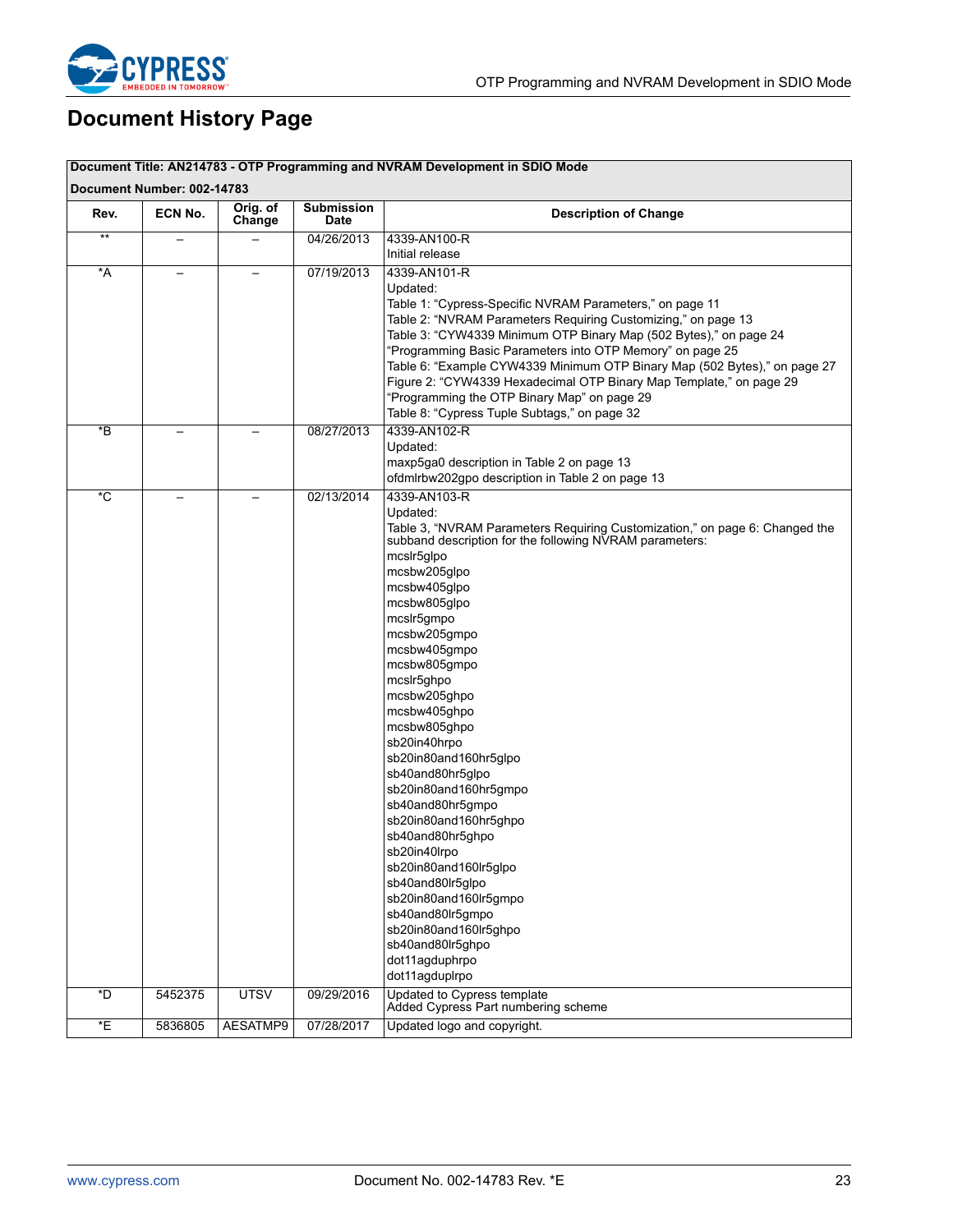# Document History Page

| Document Title: AN214783 - OTP Programming and NVRAM Development in SDIO Mode | | | | |
|---|---|---|---|---|
| **Document Number: 002-14783** | | | | |
| **Rev.** | **ECN No.** | **Orig. of Change** | **Submission Date** | **Description of Change** |
| ** | – | – | 04/26/2013 | 4339-AN100-R<br>Initial release |
| *A | – | – | 07/19/2013 | 4339-AN101-R<br>Updated:<br>Table 1: “Cypress-Specific NVRAM Parameters,” on page 11<br>Table 2: “NVRAM Parameters Requiring Customizing,” on page 13<br>Table 3: “CYW4339 Minimum OTP Binary Map (502 Bytes),” on page 24<br>“Programming Basic Parameters into OTP Memory” on page 25<br>Table 6: “Example CYW4339 Minimum OTP Binary Map (502 Bytes),” on page 27<br>Figure 2: “CYW4339 Hexadecimal OTP Binary Map Template,” on page 29<br>“Programming the OTP Binary Map” on page 29<br>Table 8: “Cypress Tuple Subtags,” on page 32 |
| *B | – | – | 08/27/2013 | 4339-AN102-R<br>Updated:<br>maxp5ga0 description in Table 2 on page 13<br>ofdmlrbw202gpo description in Table 2 on page 13 |
| *C | – | – | 02/13/2014 | 4339-AN103-R<br>Updated:<br>Table 3, “NVRAM Parameters Requiring Customization,” on page 6: Changed the subband description for the following NVRAM parameters:<br>mcslr5glpo<br>mcsbw205glpo<br>mcsbw405glpo<br>mcsbw805glpo<br>mcslr5gmpo<br>mcsbw205gmpo<br>mcsbw405gmpo<br>mcsbw805gmpo<br>mcslr5ghpo<br>mcsbw205ghpo<br>mcsbw405ghpo<br>mcsbw805ghpo<br>sb20in40hrpo<br>sb20in80and160hr5glpo<br>sb40and80hr5glpo<br>sb20in80and160hr5gmpo<br>sb40and80hr5gmpo<br>sb20in80and160hr5ghpo<br>sb40and80hr5ghpo<br>sb20in40lrpo<br>sb20in80and160lr5glpo<br>sb40and80lr5glpo<br>sb20in80and160lr5gmpo<br>sb40and80lr5gmpo<br>sb20in80and160lr5ghpo<br>sb40and80lr5ghpo<br>dot11agduphrpo<br>dot11agduplrpo |
| *D | 5452375 | UTSV | 09/29/2016 | Updated to Cypress template<br>Added Cypress Part numbering scheme |
| *E | 5836805 | AESATMP9 | 07/28/2017 | Updated logo and copyright. |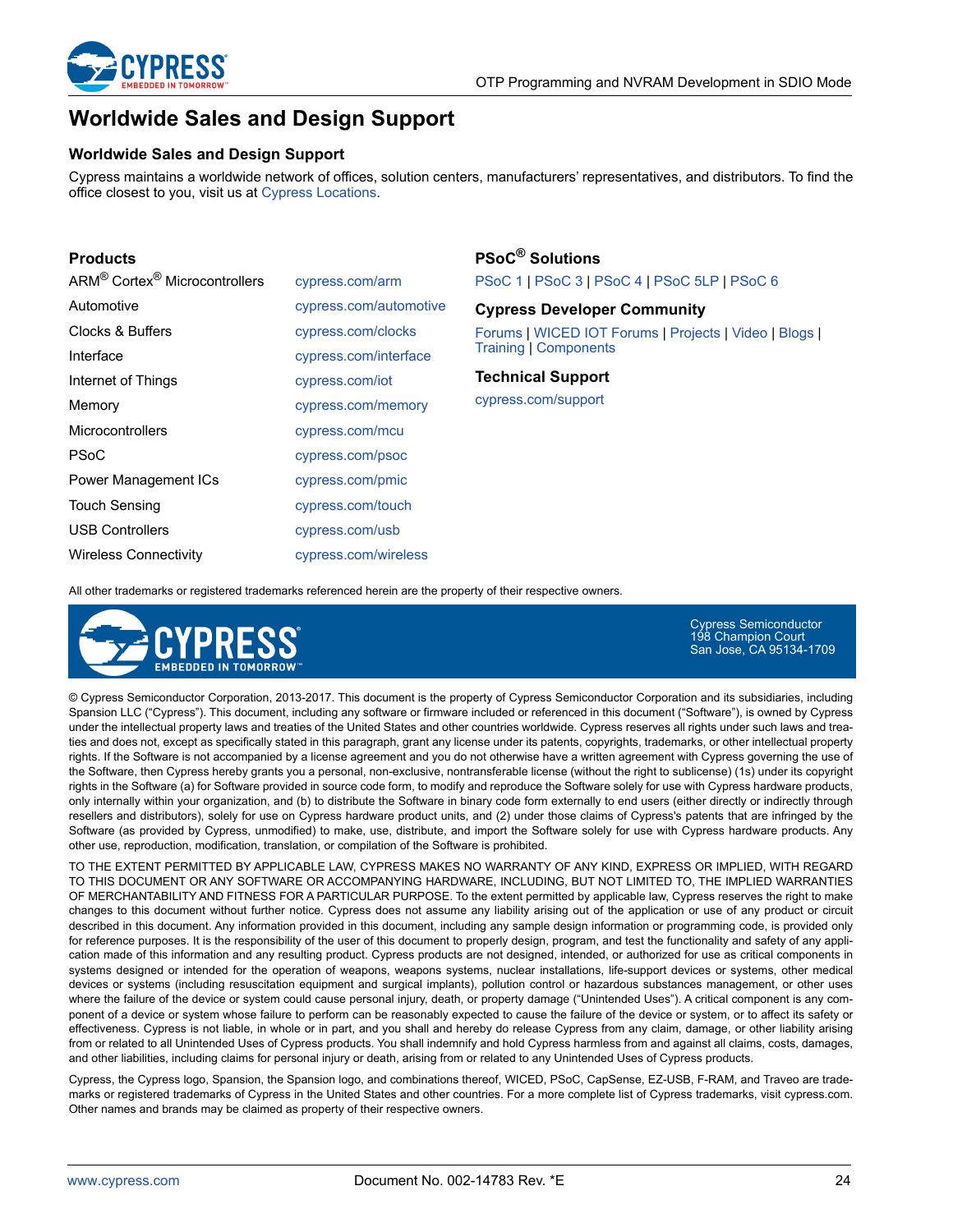# Worldwide Sales and Design Support

### Worldwide Sales and Design Support

Cypress maintains a worldwide network of offices, solution centers, manufacturers' representatives, and distributors. To find the office closest to you, visit us at Cypress Locations.

### Products

| | |
|---|---|
| ARM® Cortex® Microcontrollers | cypress.com/arm |
| Automotive | cypress.com/automotive |
| Clocks & Buffers | cypress.com/clocks |
| Interface | cypress.com/interface |
| Internet of Things | cypress.com/iot |
| Memory | cypress.com/memory |
| Microcontrollers | cypress.com/mcu |
| PSoC | cypress.com/psoc |
| Power Management ICs | cypress.com/pmic |
| Touch Sensing | cypress.com/touch |
| USB Controllers | cypress.com/usb |
| Wireless Connectivity | cypress.com/wireless |

### PSoC® Solutions

PSoC 1 | PSoC 3 | PSoC 4 | PSoC 5LP | PSoC 6

### Cypress Developer Community

Forums | WICED IOT Forums | Projects | Video | Blogs | Training | Components

### Technical Support

cypress.com/support

All other trademarks or registered trademarks referenced herein are the property of their respective owners.

Cypress Semiconductor
198 Champion Court
San Jose, CA 95134-1709

© Cypress Semiconductor Corporation, 2013-2017. This document is the property of Cypress Semiconductor Corporation and its subsidiaries, including Spansion LLC ("Cypress"). This document, including any software or firmware included or referenced in this document ("Software"), is owned by Cypress under the intellectual property laws and treaties of the United States and other countries worldwide. Cypress reserves all rights under such laws and treaties and does not, except as specifically stated in this paragraph, grant any license under its patents, copyrights, trademarks, or other intellectual property rights. If the Software is not accompanied by a license agreement and you do not otherwise have a written agreement with Cypress governing the use of the Software, then Cypress hereby grants you a personal, non-exclusive, nontransferable license (without the right to sublicense) (1s) under its copyright rights in the Software (a) for Software provided in source code form, to modify and reproduce the Software solely for use with Cypress hardware products, only internally within your organization, and (b) to distribute the Software in binary code form externally to end users (either directly or indirectly through resellers and distributors), solely for use on Cypress hardware product units, and (2) under those claims of Cypress's patents that are infringed by the Software (as provided by Cypress, unmodified) to make, use, distribute, and import the Software solely for use with Cypress hardware products. Any other use, reproduction, modification, translation, or compilation of the Software is prohibited.

TO THE EXTENT PERMITTED BY APPLICABLE LAW, CYPRESS MAKES NO WARRANTY OF ANY KIND, EXPRESS OR IMPLIED, WITH REGARD TO THIS DOCUMENT OR ANY SOFTWARE OR ACCOMPANYING HARDWARE, INCLUDING, BUT NOT LIMITED TO, THE IMPLIED WARRANTIES OF MERCHANTABILITY AND FITNESS FOR A PARTICULAR PURPOSE. To the extent permitted by applicable law, Cypress reserves the right to make changes to this document without further notice. Cypress does not assume any liability arising out of the application or use of any product or circuit described in this document. Any information provided in this document, including any sample design information or programming code, is provided only for reference purposes. It is the responsibility of the user of this document to properly design, program, and test the functionality and safety of any application made of this information and any resulting product. Cypress products are not designed, intended, or authorized for use as critical components in systems designed or intended for the operation of weapons, weapons systems, nuclear installations, life-support devices or systems, other medical devices or systems (including resuscitation equipment and surgical implants), pollution control or hazardous substances management, or other uses where the failure of the device or system could cause personal injury, death, or property damage ("Unintended Uses"). A critical component is any component of a device or system whose failure to perform can be reasonably expected to cause the failure of the device or system, or to affect its safety or effectiveness. Cypress is not liable, in whole or in part, and you shall and hereby do release Cypress from any claim, damage, or other liability arising from or related to all Unintended Uses of Cypress products. You shall indemnify and hold Cypress harmless from and against all claims, costs, damages, and other liabilities, including claims for personal injury or death, arising from or related to any Unintended Uses of Cypress products.

Cypress, the Cypress logo, Spansion, the Spansion logo, and combinations thereof, WICED, PSoC, CapSense, EZ-USB, F-RAM, and Traveo are trademarks or registered trademarks of Cypress in the United States and other countries. For a more complete list of Cypress trademarks, visit cypress.com. Other names and brands may be claimed as property of their respective owners.

Document No. 002-14783 Rev. *E